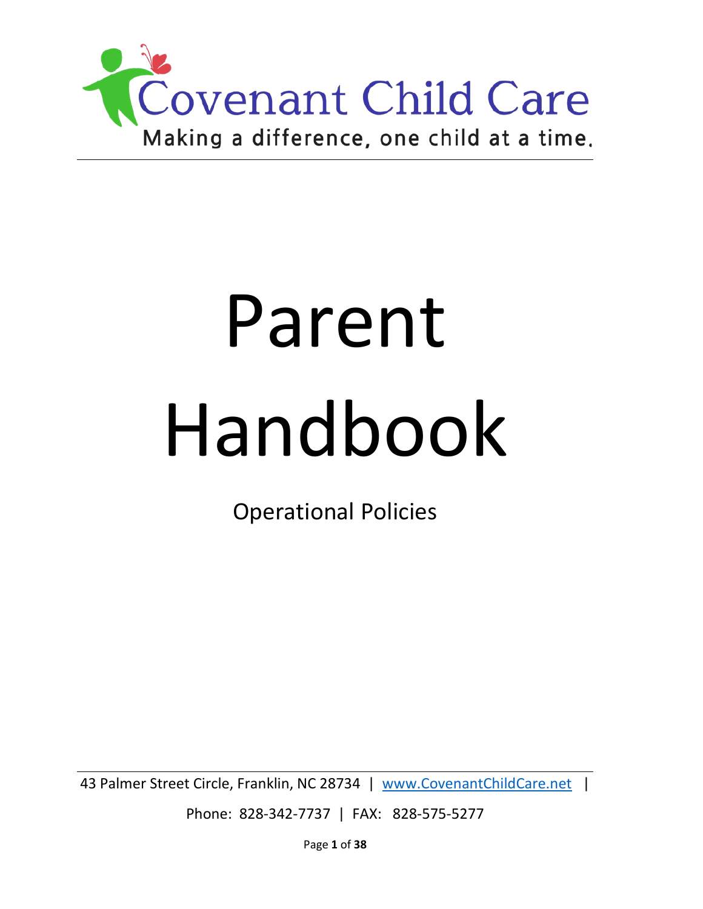Covenant Child Care

Making a difference, one child at a time.

# Parent Handbook

Operational Policies

43 Palmer Street Circle, Franklin, NC 28734 | www.CovenantChildCare.net |

Phone: 828-342-7737 | FAX: 828-575-5277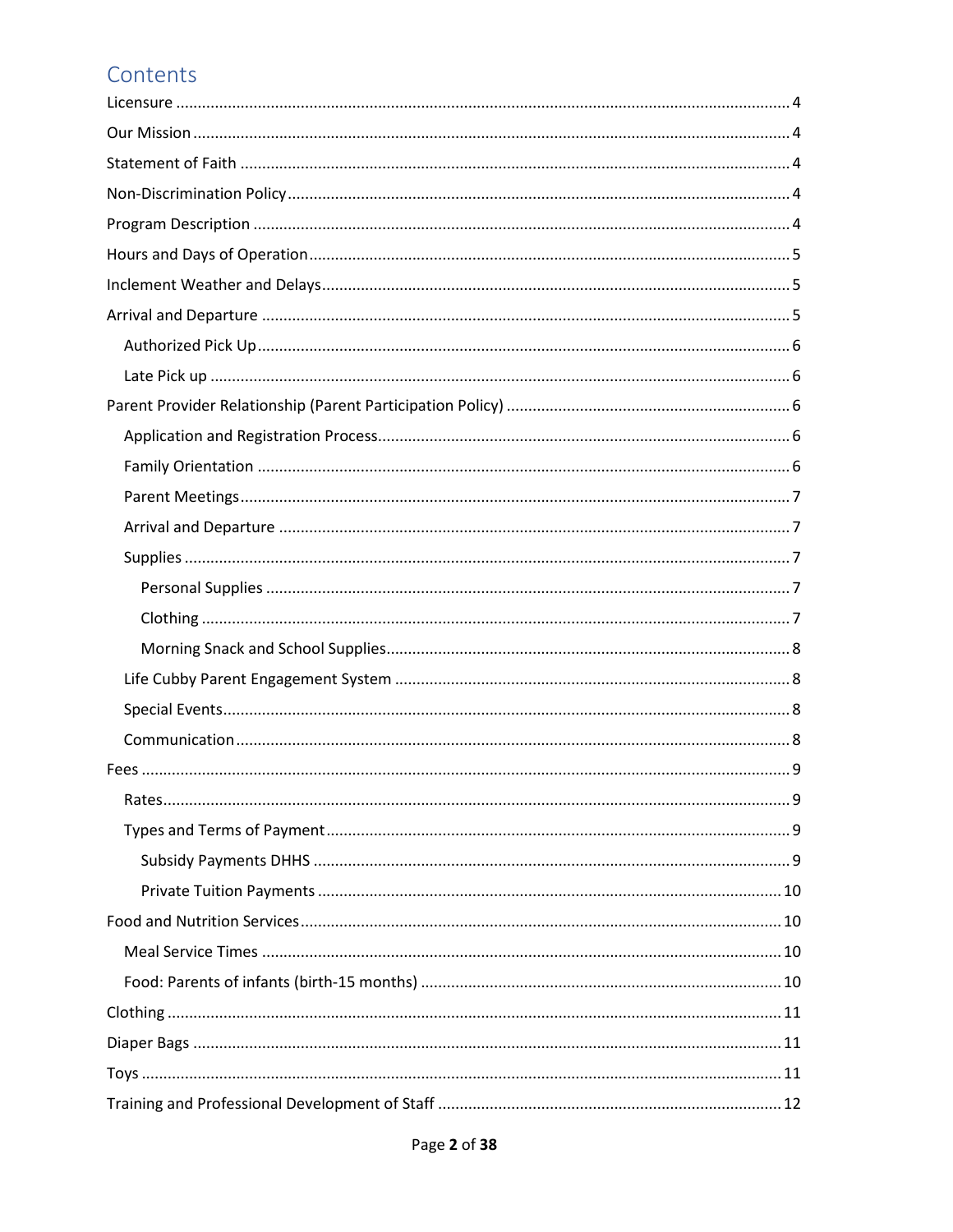# Contents

- Licensure ... 4
- Our Mission ... 4
- Statement of Faith ... 4
- Non-Discrimination Policy ... 4
- Program Description ... 4
- Hours and Days of Operation ... 5
- Inclement Weather and Delays ... 5
- Arrival and Departure ... 5
  - Authorized Pick Up ... 6
  - Late Pick up ... 6
- Parent Provider Relationship (Parent Participation Policy) ... 6
  - Application and Registration Process ... 6
  - Family Orientation ... 6
  - Parent Meetings ... 7
  - Arrival and Departure ... 7
  - Supplies ... 7
    - Personal Supplies ... 7
    - Clothing ... 7
    - Morning Snack and School Supplies ... 8
  - Life Cubby Parent Engagement System ... 8
  - Special Events ... 8
  - Communication ... 8
- Fees ... 9
  - Rates ... 9
  - Types and Terms of Payment ... 9
    - Subsidy Payments DHHS ... 9
    - Private Tuition Payments ... 10
- Food and Nutrition Services ... 10
  - Meal Service Times ... 10
  - Food: Parents of infants (birth-15 months) ... 10
- Clothing ... 11
- Diaper Bags ... 11
- Toys ... 11
- Training and Professional Development of Staff ... 12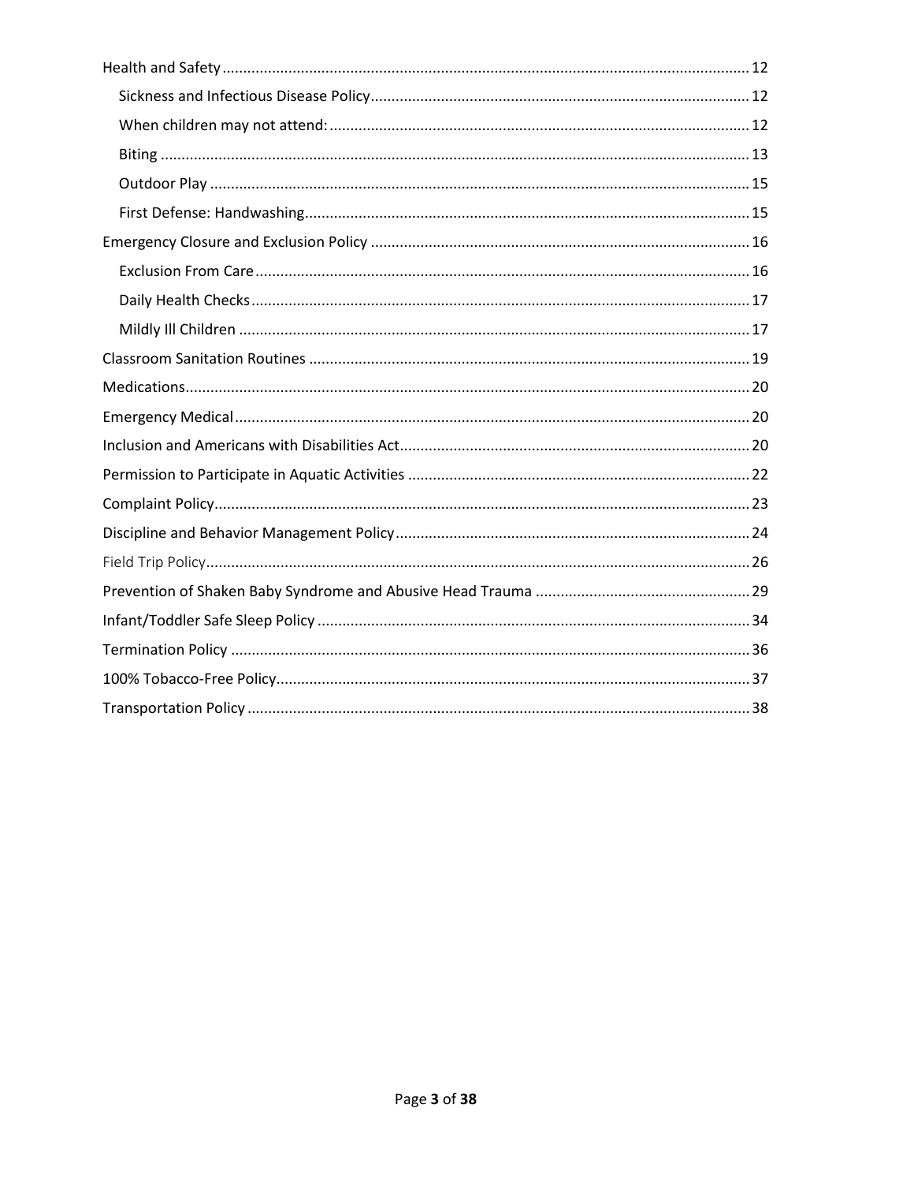Health and Safety ........................................................................................................................... 12

- Sickness and Infectious Disease Policy ........................................................................................ 12
- When children may not attend: .................................................................................................. 12
- Biting .......................................................................................................................................... 13
- Outdoor Play .............................................................................................................................. 15
- First Defense: Handwashing ........................................................................................................ 15

Emergency Closure and Exclusion Policy ........................................................................................ 16

- Exclusion From Care .................................................................................................................... 16
- Daily Health Checks ..................................................................................................................... 17
- Mildly Ill Children ........................................................................................................................ 17

Classroom Sanitation Routines ....................................................................................................... 19

Medications .................................................................................................................................... 20

Emergency Medical ........................................................................................................................ 20

Inclusion and Americans with Disabilities Act ................................................................................. 20

Permission to Participate in Aquatic Activities ............................................................................... 22

Complaint Policy ............................................................................................................................. 23

Discipline and Behavior Management Policy .................................................................................. 24

Field Trip Policy ............................................................................................................................... 26

Prevention of Shaken Baby Syndrome and Abusive Head Trauma ................................................. 29

Infant/Toddler Safe Sleep Policy ..................................................................................................... 34

Termination Policy .......................................................................................................................... 36

100% Tobacco-Free Policy ............................................................................................................... 37

Transportation Policy ...................................................................................................................... 38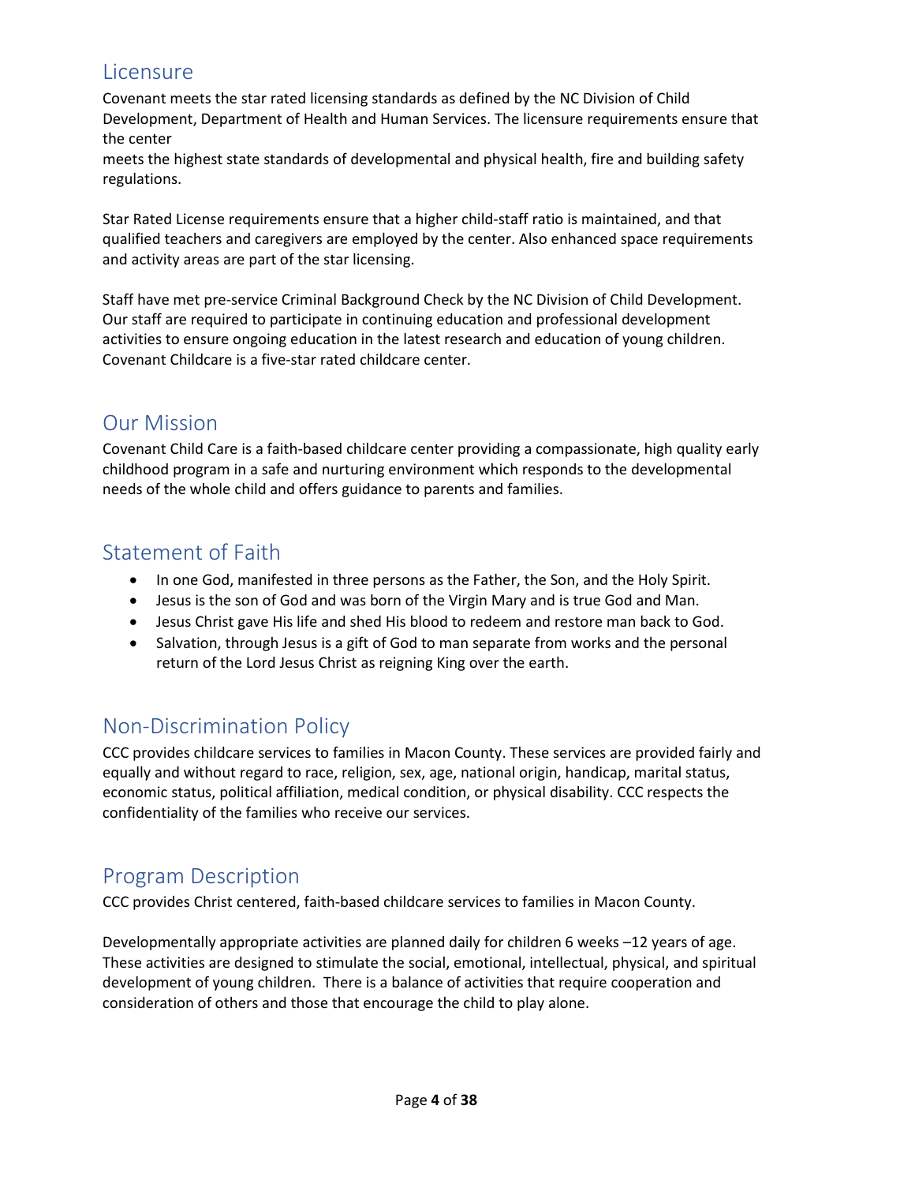## Licensure

Covenant meets the star rated licensing standards as defined by the NC Division of Child Development, Department of Health and Human Services. The licensure requirements ensure that the center
meets the highest state standards of developmental and physical health, fire and building safety regulations.

Star Rated License requirements ensure that a higher child-staff ratio is maintained, and that qualified teachers and caregivers are employed by the center. Also enhanced space requirements and activity areas are part of the star licensing.

Staff have met pre-service Criminal Background Check by the NC Division of Child Development. Our staff are required to participate in continuing education and professional development activities to ensure ongoing education in the latest research and education of young children. Covenant Childcare is a five-star rated childcare center.

## Our Mission

Covenant Child Care is a faith-based childcare center providing a compassionate, high quality early childhood program in a safe and nurturing environment which responds to the developmental needs of the whole child and offers guidance to parents and families.

## Statement of Faith

- In one God, manifested in three persons as the Father, the Son, and the Holy Spirit.
- Jesus is the son of God and was born of the Virgin Mary and is true God and Man.
- Jesus Christ gave His life and shed His blood to redeem and restore man back to God.
- Salvation, through Jesus is a gift of God to man separate from works and the personal return of the Lord Jesus Christ as reigning King over the earth.

## Non-Discrimination Policy

CCC provides childcare services to families in Macon County. These services are provided fairly and equally and without regard to race, religion, sex, age, national origin, handicap, marital status, economic status, political affiliation, medical condition, or physical disability. CCC respects the confidentiality of the families who receive our services.

## Program Description

CCC provides Christ centered, faith-based childcare services to families in Macon County.

Developmentally appropriate activities are planned daily for children 6 weeks –12 years of age. These activities are designed to stimulate the social, emotional, intellectual, physical, and spiritual development of young children. There is a balance of activities that require cooperation and consideration of others and those that encourage the child to play alone.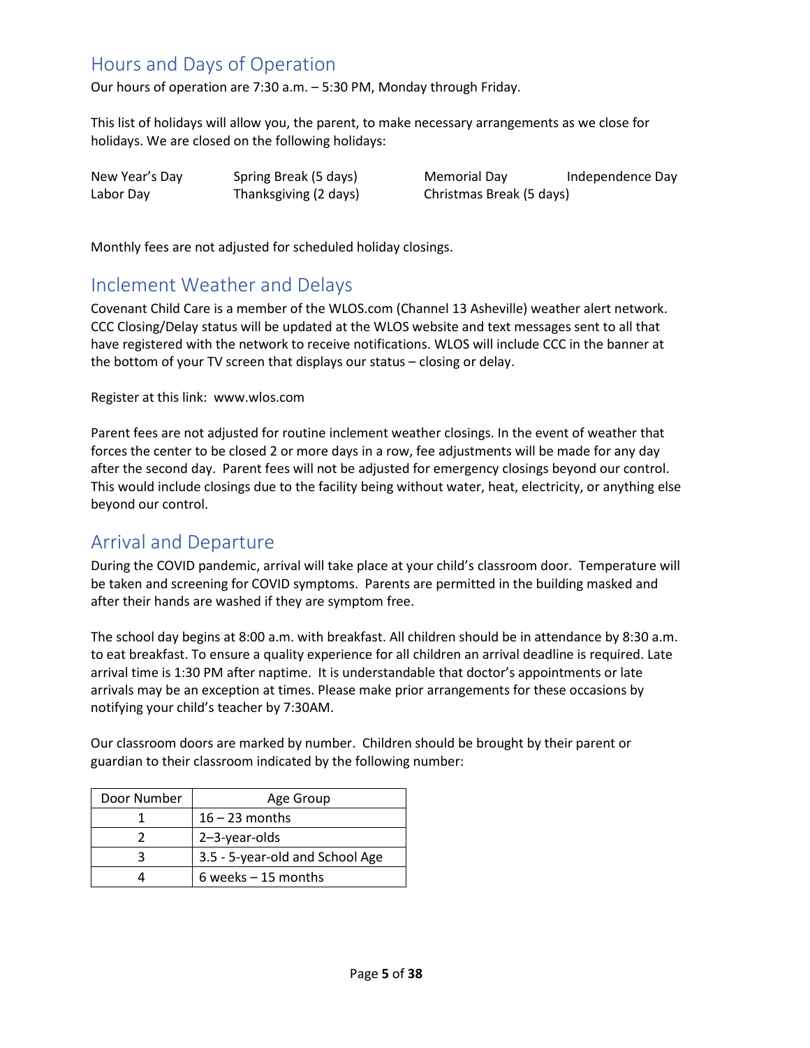## Hours and Days of Operation

Our hours of operation are 7:30 a.m. – 5:30 PM, Monday through Friday.

This list of holidays will allow you, the parent, to make necessary arrangements as we close for holidays. We are closed on the following holidays:

| | | | |
|---|---|---|---|
| New Year's Day | Spring Break (5 days) | Memorial Day | Independence Day |
| Labor Day | Thanksgiving (2 days) | Christmas Break (5 days) | |

Monthly fees are not adjusted for scheduled holiday closings.

## Inclement Weather and Delays

Covenant Child Care is a member of the WLOS.com (Channel 13 Asheville) weather alert network. CCC Closing/Delay status will be updated at the WLOS website and text messages sent to all that have registered with the network to receive notifications. WLOS will include CCC in the banner at the bottom of your TV screen that displays our status – closing or delay.

Register at this link: www.wlos.com

Parent fees are not adjusted for routine inclement weather closings. In the event of weather that forces the center to be closed 2 or more days in a row, fee adjustments will be made for any day after the second day. Parent fees will not be adjusted for emergency closings beyond our control. This would include closings due to the facility being without water, heat, electricity, or anything else beyond our control.

## Arrival and Departure

During the COVID pandemic, arrival will take place at your child's classroom door. Temperature will be taken and screening for COVID symptoms. Parents are permitted in the building masked and after their hands are washed if they are symptom free.

The school day begins at 8:00 a.m. with breakfast. All children should be in attendance by 8:30 a.m. to eat breakfast. To ensure a quality experience for all children an arrival deadline is required. Late arrival time is 1:30 PM after naptime. It is understandable that doctor's appointments or late arrivals may be an exception at times. Please make prior arrangements for these occasions by notifying your child's teacher by 7:30AM.

Our classroom doors are marked by number. Children should be brought by their parent or guardian to their classroom indicated by the following number:

| Door Number | Age Group |
|---|---|
| 1 | 16 – 23 months |
| 2 | 2–3-year-olds |
| 3 | 3.5 - 5-year-old and School Age |
| 4 | 6 weeks – 15 months |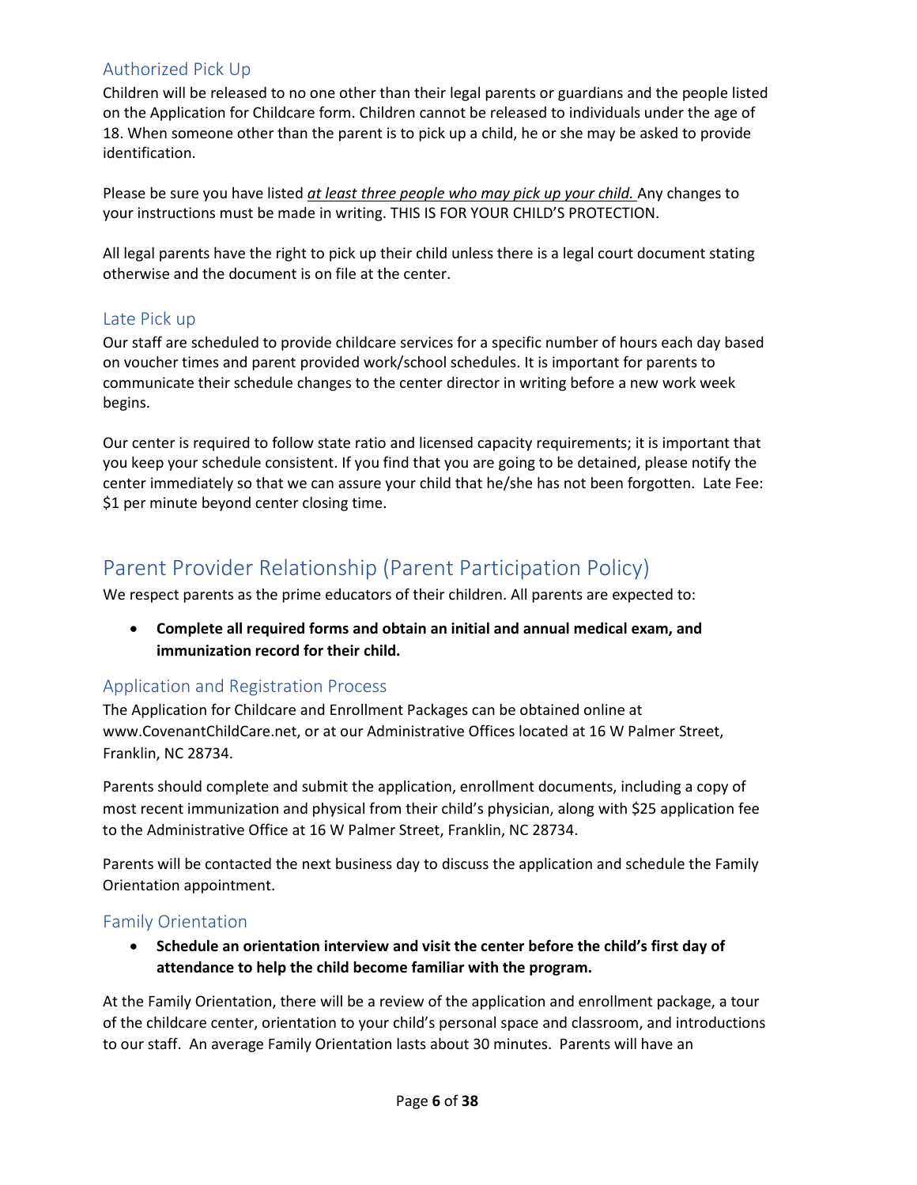### Authorized Pick Up

Children will be released to no one other than their legal parents or guardians and the people listed on the Application for Childcare form. Children cannot be released to individuals under the age of 18. When someone other than the parent is to pick up a child, he or she may be asked to provide identification.

Please be sure you have listed ***at least three people who may pick up your child.*** Any changes to your instructions must be made in writing. THIS IS FOR YOUR CHILD'S PROTECTION.

All legal parents have the right to pick up their child unless there is a legal court document stating otherwise and the document is on file at the center.

### Late Pick up

Our staff are scheduled to provide childcare services for a specific number of hours each day based on voucher times and parent provided work/school schedules. It is important for parents to communicate their schedule changes to the center director in writing before a new work week begins.

Our center is required to follow state ratio and licensed capacity requirements; it is important that you keep your schedule consistent. If you find that you are going to be detained, please notify the center immediately so that we can assure your child that he/she has not been forgotten. Late Fee: $1 per minute beyond center closing time.

## Parent Provider Relationship (Parent Participation Policy)

We respect parents as the prime educators of their children. All parents are expected to:

- **Complete all required forms and obtain an initial and annual medical exam, and immunization record for their child.**

### Application and Registration Process

The Application for Childcare and Enrollment Packages can be obtained online at www.CovenantChildCare.net, or at our Administrative Offices located at 16 W Palmer Street, Franklin, NC 28734.

Parents should complete and submit the application, enrollment documents, including a copy of most recent immunization and physical from their child's physician, along with $25 application fee to the Administrative Office at 16 W Palmer Street, Franklin, NC 28734.

Parents will be contacted the next business day to discuss the application and schedule the Family Orientation appointment.

### Family Orientation

- **Schedule an orientation interview and visit the center before the child's first day of attendance to help the child become familiar with the program.**

At the Family Orientation, there will be a review of the application and enrollment package, a tour of the childcare center, orientation to your child's personal space and classroom, and introductions to our staff. An average Family Orientation lasts about 30 minutes. Parents will have an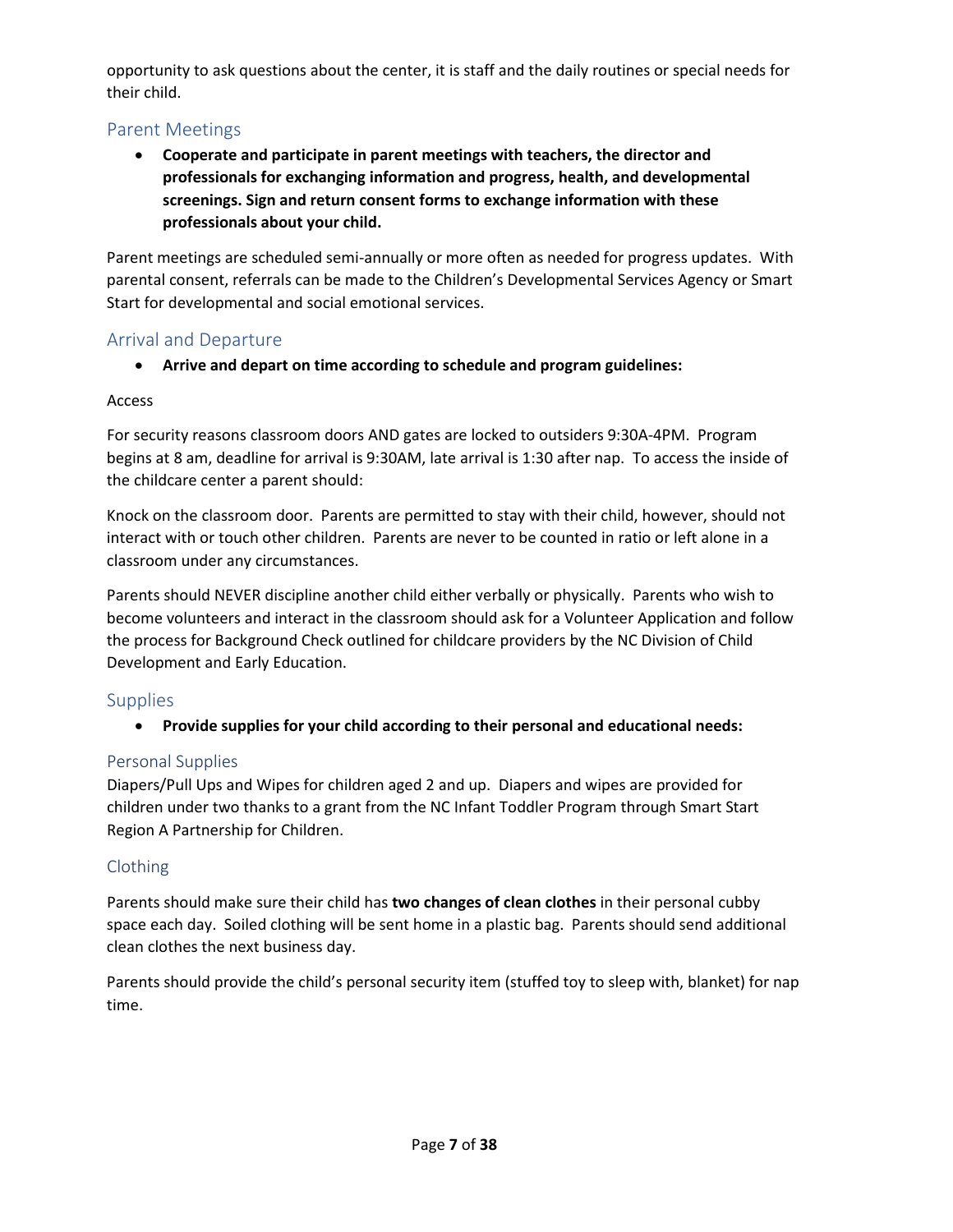opportunity to ask questions about the center, it is staff and the daily routines or special needs for their child.

## Parent Meetings

- **Cooperate and participate in parent meetings with teachers, the director and professionals for exchanging information and progress, health, and developmental screenings. Sign and return consent forms to exchange information with these professionals about your child.**

Parent meetings are scheduled semi-annually or more often as needed for progress updates. With parental consent, referrals can be made to the Children's Developmental Services Agency or Smart Start for developmental and social emotional services.

## Arrival and Departure

- **Arrive and depart on time according to schedule and program guidelines:**

Access

For security reasons classroom doors AND gates are locked to outsiders 9:30A-4PM. Program begins at 8 am, deadline for arrival is 9:30AM, late arrival is 1:30 after nap. To access the inside of the childcare center a parent should:

Knock on the classroom door. Parents are permitted to stay with their child, however, should not interact with or touch other children. Parents are never to be counted in ratio or left alone in a classroom under any circumstances.

Parents should NEVER discipline another child either verbally or physically. Parents who wish to become volunteers and interact in the classroom should ask for a Volunteer Application and follow the process for Background Check outlined for childcare providers by the NC Division of Child Development and Early Education.

## Supplies

- **Provide supplies for your child according to their personal and educational needs:**

### Personal Supplies

Diapers/Pull Ups and Wipes for children aged 2 and up. Diapers and wipes are provided for children under two thanks to a grant from the NC Infant Toddler Program through Smart Start Region A Partnership for Children.

### Clothing

Parents should make sure their child has **two changes of clean clothes** in their personal cubby space each day. Soiled clothing will be sent home in a plastic bag. Parents should send additional clean clothes the next business day.

Parents should provide the child's personal security item (stuffed toy to sleep with, blanket) for nap time.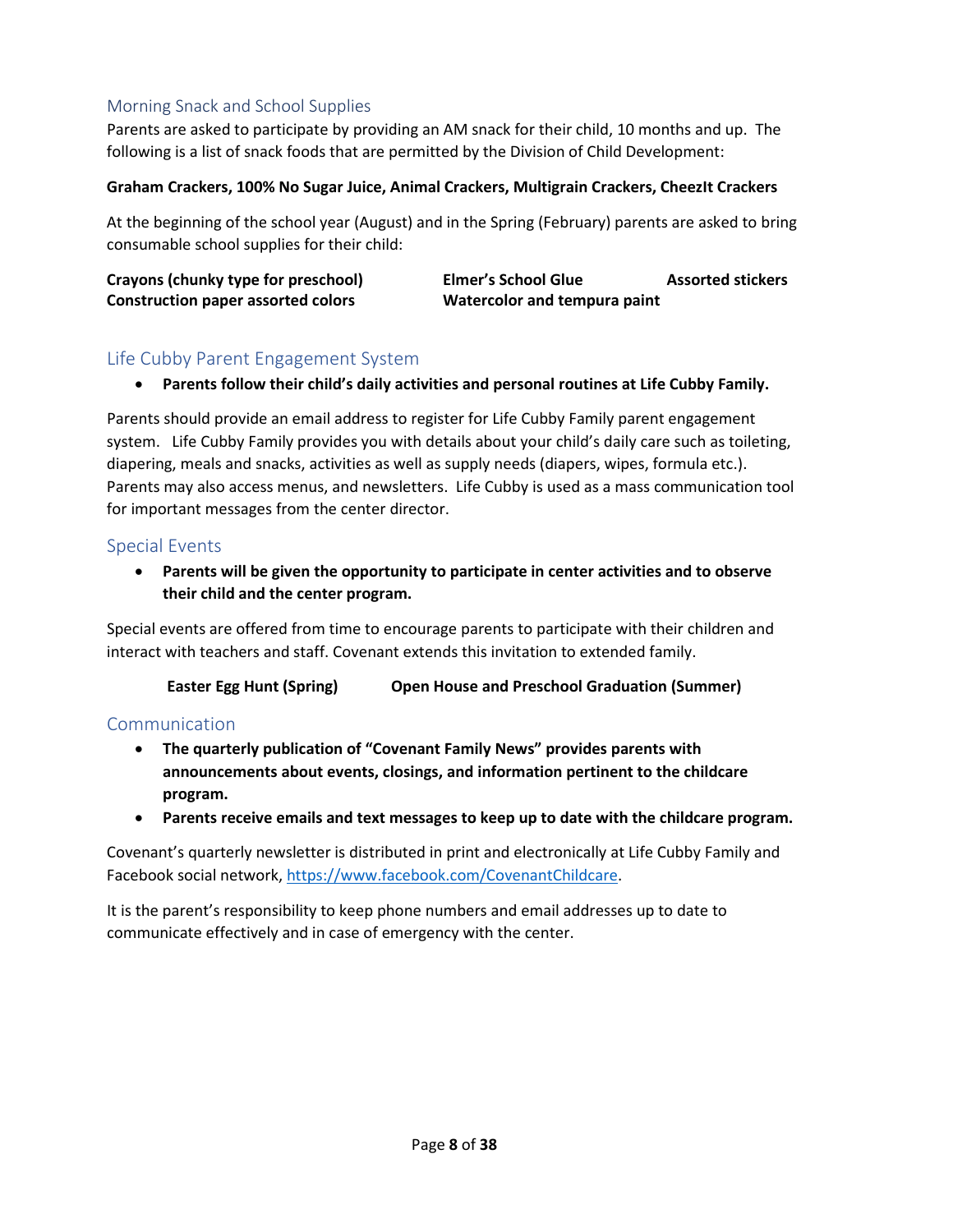## Morning Snack and School Supplies

Parents are asked to participate by providing an AM snack for their child, 10 months and up. The following is a list of snack foods that are permitted by the Division of Child Development:

**Graham Crackers, 100% No Sugar Juice, Animal Crackers, Multigrain Crackers, CheezIt Crackers**

At the beginning of the school year (August) and in the Spring (February) parents are asked to bring consumable school supplies for their child:

**Crayons (chunky type for preschool)**
**Construction paper assorted colors**
**Elmer's School Glue**
**Watercolor and tempura paint**
**Assorted stickers**

## Life Cubby Parent Engagement System

- **Parents follow their child's daily activities and personal routines at Life Cubby Family.**

Parents should provide an email address to register for Life Cubby Family parent engagement system. Life Cubby Family provides you with details about your child's daily care such as toileting, diapering, meals and snacks, activities as well as supply needs (diapers, wipes, formula etc.). Parents may also access menus, and newsletters. Life Cubby is used as a mass communication tool for important messages from the center director.

## Special Events

- **Parents will be given the opportunity to participate in center activities and to observe their child and the center program.**

Special events are offered from time to encourage parents to participate with their children and interact with teachers and staff. Covenant extends this invitation to extended family.

**Easter Egg Hunt (Spring)** **Open House and Preschool Graduation (Summer)**

## Communication

- **The quarterly publication of "Covenant Family News" provides parents with announcements about events, closings, and information pertinent to the childcare program.**
- **Parents receive emails and text messages to keep up to date with the childcare program.**

Covenant's quarterly newsletter is distributed in print and electronically at Life Cubby Family and Facebook social network, https://www.facebook.com/CovenantChildcare.

It is the parent's responsibility to keep phone numbers and email addresses up to date to communicate effectively and in case of emergency with the center.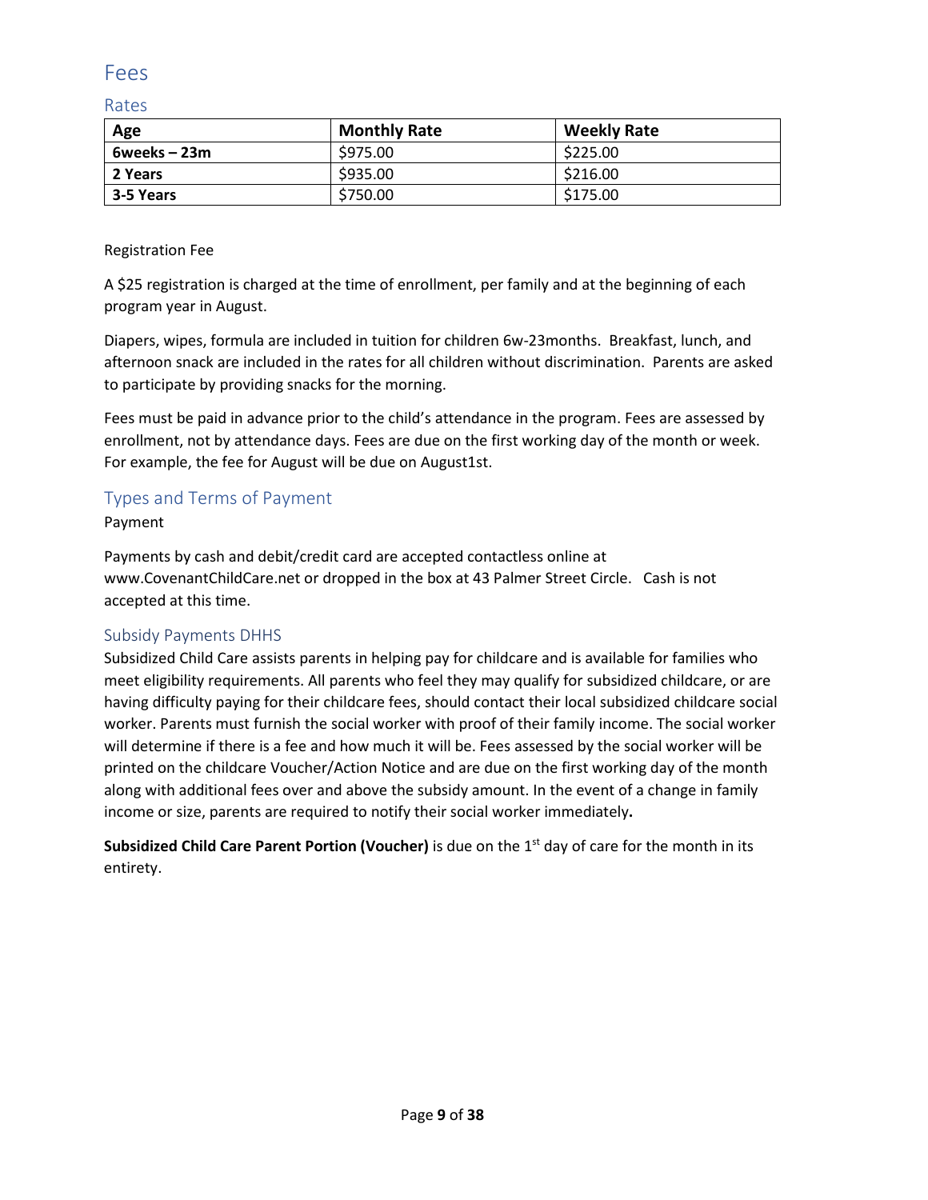# Fees

## Rates

| Age | Monthly Rate | Weekly Rate |
|---|---|---|
| **6weeks – 23m** | $975.00 | $225.00 |
| **2 Years** | $935.00 | $216.00 |
| **3-5 Years** | $750.00 | $175.00 |

Registration Fee

A $25 registration is charged at the time of enrollment, per family and at the beginning of each program year in August.

Diapers, wipes, formula are included in tuition for children 6w-23months. Breakfast, lunch, and afternoon snack are included in the rates for all children without discrimination. Parents are asked to participate by providing snacks for the morning.

Fees must be paid in advance prior to the child's attendance in the program. Fees are assessed by enrollment, not by attendance days. Fees are due on the first working day of the month or week. For example, the fee for August will be due on August1st.

## Types and Terms of Payment

Payment

Payments by cash and debit/credit card are accepted contactless online at www.CovenantChildCare.net or dropped in the box at 43 Palmer Street Circle. Cash is not accepted at this time.

## Subsidy Payments DHHS

Subsidized Child Care assists parents in helping pay for childcare and is available for families who meet eligibility requirements. All parents who feel they may qualify for subsidized childcare, or are having difficulty paying for their childcare fees, should contact their local subsidized childcare social worker. Parents must furnish the social worker with proof of their family income. The social worker will determine if there is a fee and how much it will be. Fees assessed by the social worker will be printed on the childcare Voucher/Action Notice and are due on the first working day of the month along with additional fees over and above the subsidy amount. In the event of a change in family income or size, parents are required to notify their social worker immediately**.**

**Subsidized Child Care Parent Portion (Voucher)** is due on the 1st day of care for the month in its entirety.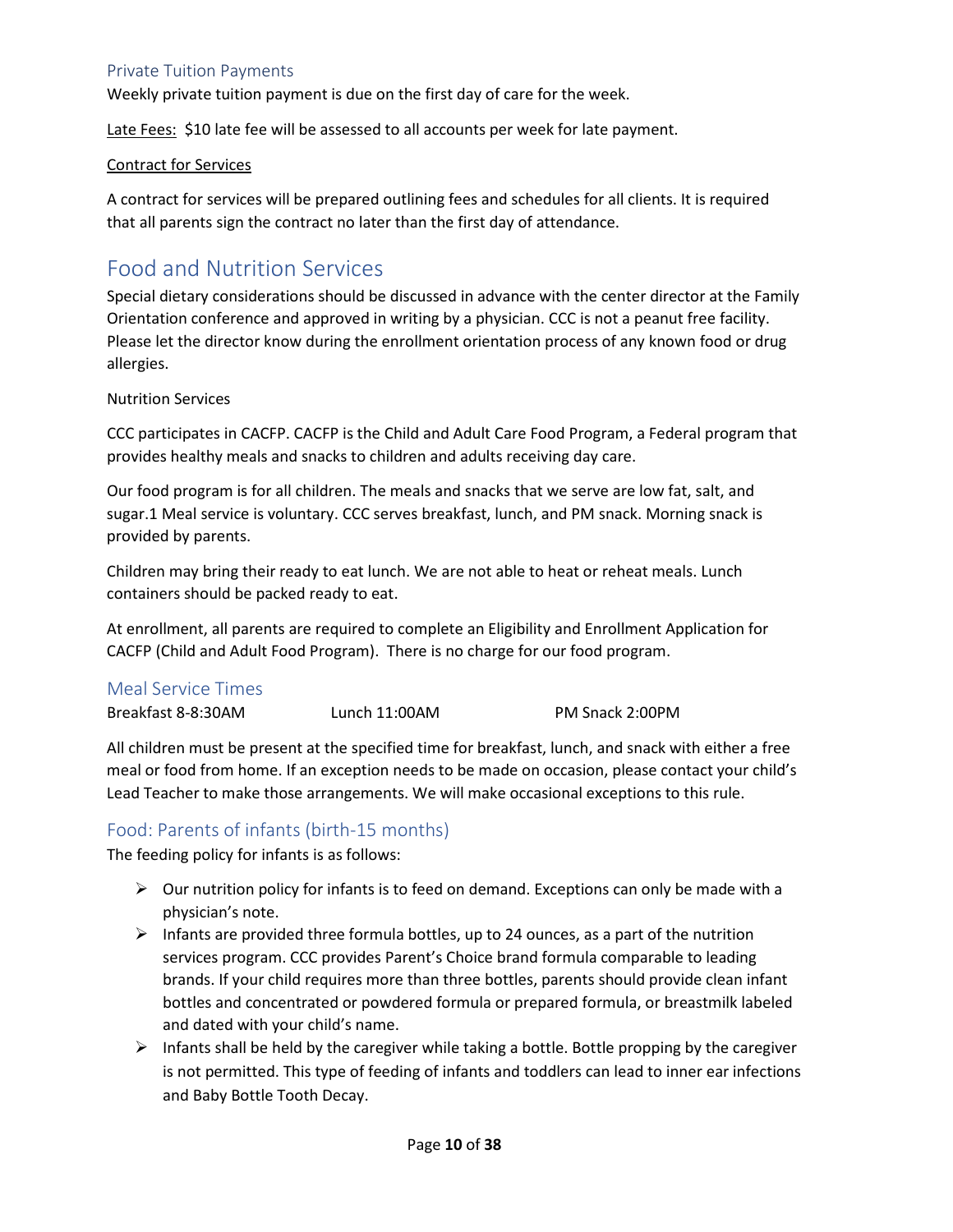### Private Tuition Payments

Weekly private tuition payment is due on the first day of care for the week.

Late Fees: $10 late fee will be assessed to all accounts per week for late payment.

Contract for Services

A contract for services will be prepared outlining fees and schedules for all clients. It is required that all parents sign the contract no later than the first day of attendance.

## Food and Nutrition Services

Special dietary considerations should be discussed in advance with the center director at the Family Orientation conference and approved in writing by a physician. CCC is not a peanut free facility. Please let the director know during the enrollment orientation process of any known food or drug allergies.

Nutrition Services

CCC participates in CACFP. CACFP is the Child and Adult Care Food Program, a Federal program that provides healthy meals and snacks to children and adults receiving day care.

Our food program is for all children. The meals and snacks that we serve are low fat, salt, and sugar.1 Meal service is voluntary. CCC serves breakfast, lunch, and PM snack. Morning snack is provided by parents.

Children may bring their ready to eat lunch. We are not able to heat or reheat meals. Lunch containers should be packed ready to eat.

At enrollment, all parents are required to complete an Eligibility and Enrollment Application for CACFP (Child and Adult Food Program). There is no charge for our food program.

### Meal Service Times

Breakfast 8-8:30AM  Lunch 11:00AM  PM Snack 2:00PM

All children must be present at the specified time for breakfast, lunch, and snack with either a free meal or food from home. If an exception needs to be made on occasion, please contact your child's Lead Teacher to make those arrangements. We will make occasional exceptions to this rule.

### Food: Parents of infants (birth-15 months)

The feeding policy for infants is as follows:

- Our nutrition policy for infants is to feed on demand. Exceptions can only be made with a physician's note.
- Infants are provided three formula bottles, up to 24 ounces, as a part of the nutrition services program. CCC provides Parent's Choice brand formula comparable to leading brands. If your child requires more than three bottles, parents should provide clean infant bottles and concentrated or powdered formula or prepared formula, or breastmilk labeled and dated with your child's name.
- Infants shall be held by the caregiver while taking a bottle. Bottle propping by the caregiver is not permitted. This type of feeding of infants and toddlers can lead to inner ear infections and Baby Bottle Tooth Decay.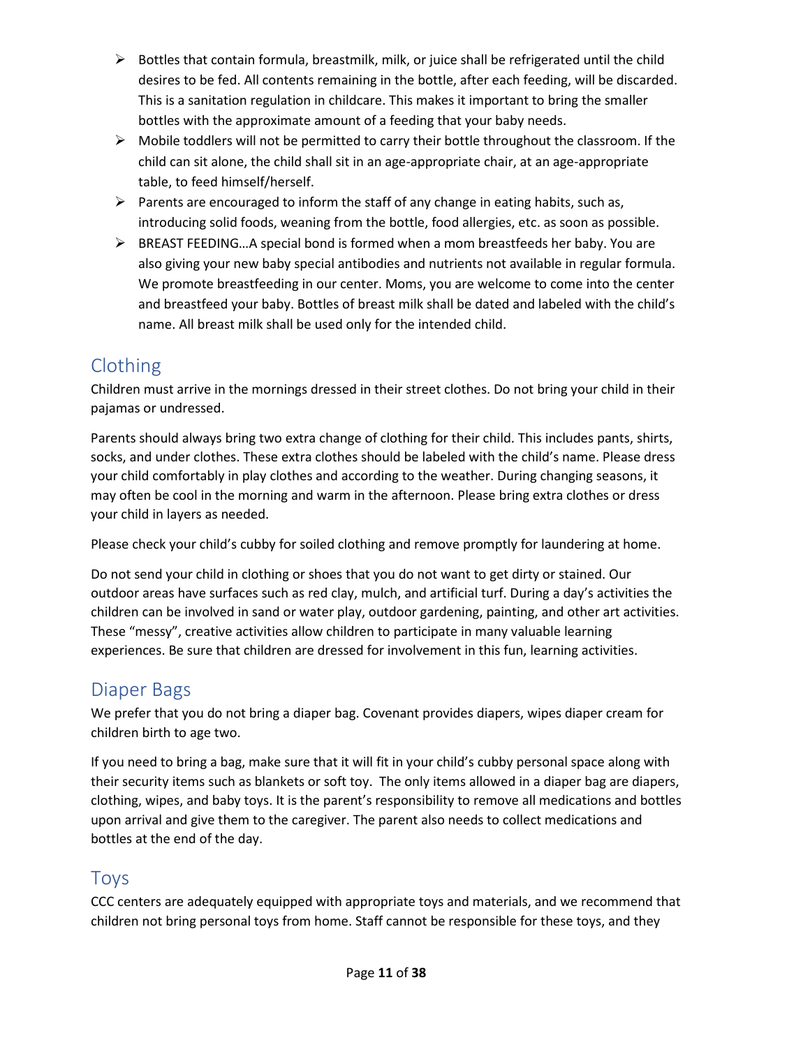- Bottles that contain formula, breastmilk, milk, or juice shall be refrigerated until the child desires to be fed. All contents remaining in the bottle, after each feeding, will be discarded. This is a sanitation regulation in childcare. This makes it important to bring the smaller bottles with the approximate amount of a feeding that your baby needs.
- Mobile toddlers will not be permitted to carry their bottle throughout the classroom. If the child can sit alone, the child shall sit in an age-appropriate chair, at an age-appropriate table, to feed himself/herself.
- Parents are encouraged to inform the staff of any change in eating habits, such as, introducing solid foods, weaning from the bottle, food allergies, etc. as soon as possible.
- BREAST FEEDING…A special bond is formed when a mom breastfeeds her baby. You are also giving your new baby special antibodies and nutrients not available in regular formula. We promote breastfeeding in our center. Moms, you are welcome to come into the center and breastfeed your baby. Bottles of breast milk shall be dated and labeled with the child's name. All breast milk shall be used only for the intended child.

## Clothing

Children must arrive in the mornings dressed in their street clothes. Do not bring your child in their pajamas or undressed.

Parents should always bring two extra change of clothing for their child. This includes pants, shirts, socks, and under clothes. These extra clothes should be labeled with the child's name. Please dress your child comfortably in play clothes and according to the weather. During changing seasons, it may often be cool in the morning and warm in the afternoon. Please bring extra clothes or dress your child in layers as needed.

Please check your child's cubby for soiled clothing and remove promptly for laundering at home.

Do not send your child in clothing or shoes that you do not want to get dirty or stained. Our outdoor areas have surfaces such as red clay, mulch, and artificial turf. During a day's activities the children can be involved in sand or water play, outdoor gardening, painting, and other art activities. These "messy", creative activities allow children to participate in many valuable learning experiences. Be sure that children are dressed for involvement in this fun, learning activities.

## Diaper Bags

We prefer that you do not bring a diaper bag. Covenant provides diapers, wipes diaper cream for children birth to age two.

If you need to bring a bag, make sure that it will fit in your child's cubby personal space along with their security items such as blankets or soft toy. The only items allowed in a diaper bag are diapers, clothing, wipes, and baby toys. It is the parent's responsibility to remove all medications and bottles upon arrival and give them to the caregiver. The parent also needs to collect medications and bottles at the end of the day.

## Toys

CCC centers are adequately equipped with appropriate toys and materials, and we recommend that children not bring personal toys from home. Staff cannot be responsible for these toys, and they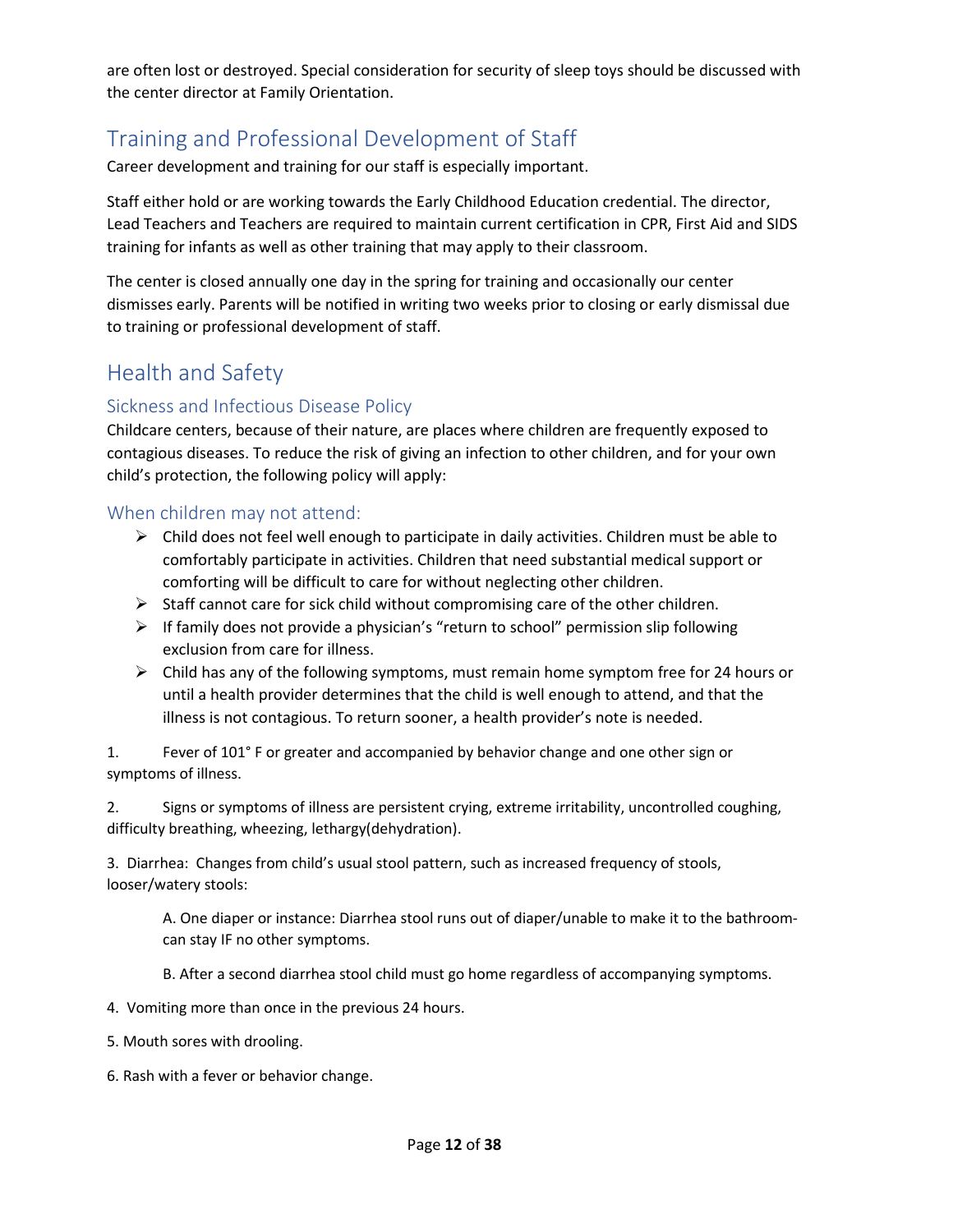are often lost or destroyed. Special consideration for security of sleep toys should be discussed with the center director at Family Orientation.

## Training and Professional Development of Staff

Career development and training for our staff is especially important.

Staff either hold or are working towards the Early Childhood Education credential. The director, Lead Teachers and Teachers are required to maintain current certification in CPR, First Aid and SIDS training for infants as well as other training that may apply to their classroom.

The center is closed annually one day in the spring for training and occasionally our center dismisses early. Parents will be notified in writing two weeks prior to closing or early dismissal due to training or professional development of staff.

## Health and Safety

### Sickness and Infectious Disease Policy

Childcare centers, because of their nature, are places where children are frequently exposed to contagious diseases. To reduce the risk of giving an infection to other children, and for your own child's protection, the following policy will apply:

### When children may not attend:

- Child does not feel well enough to participate in daily activities. Children must be able to comfortably participate in activities. Children that need substantial medical support or comforting will be difficult to care for without neglecting other children.
- Staff cannot care for sick child without compromising care of the other children.
- If family does not provide a physician's "return to school" permission slip following exclusion from care for illness.
- Child has any of the following symptoms, must remain home symptom free for 24 hours or until a health provider determines that the child is well enough to attend, and that the illness is not contagious. To return sooner, a health provider's note is needed.

1. Fever of 101° F or greater and accompanied by behavior change and one other sign or symptoms of illness.

2. Signs or symptoms of illness are persistent crying, extreme irritability, uncontrolled coughing, difficulty breathing, wheezing, lethargy(dehydration).

3. Diarrhea: Changes from child's usual stool pattern, such as increased frequency of stools, looser/watery stools:

   A. One diaper or instance: Diarrhea stool runs out of diaper/unable to make it to the bathroom- can stay IF no other symptoms.

   B. After a second diarrhea stool child must go home regardless of accompanying symptoms.

4. Vomiting more than once in the previous 24 hours.

5. Mouth sores with drooling.

6. Rash with a fever or behavior change.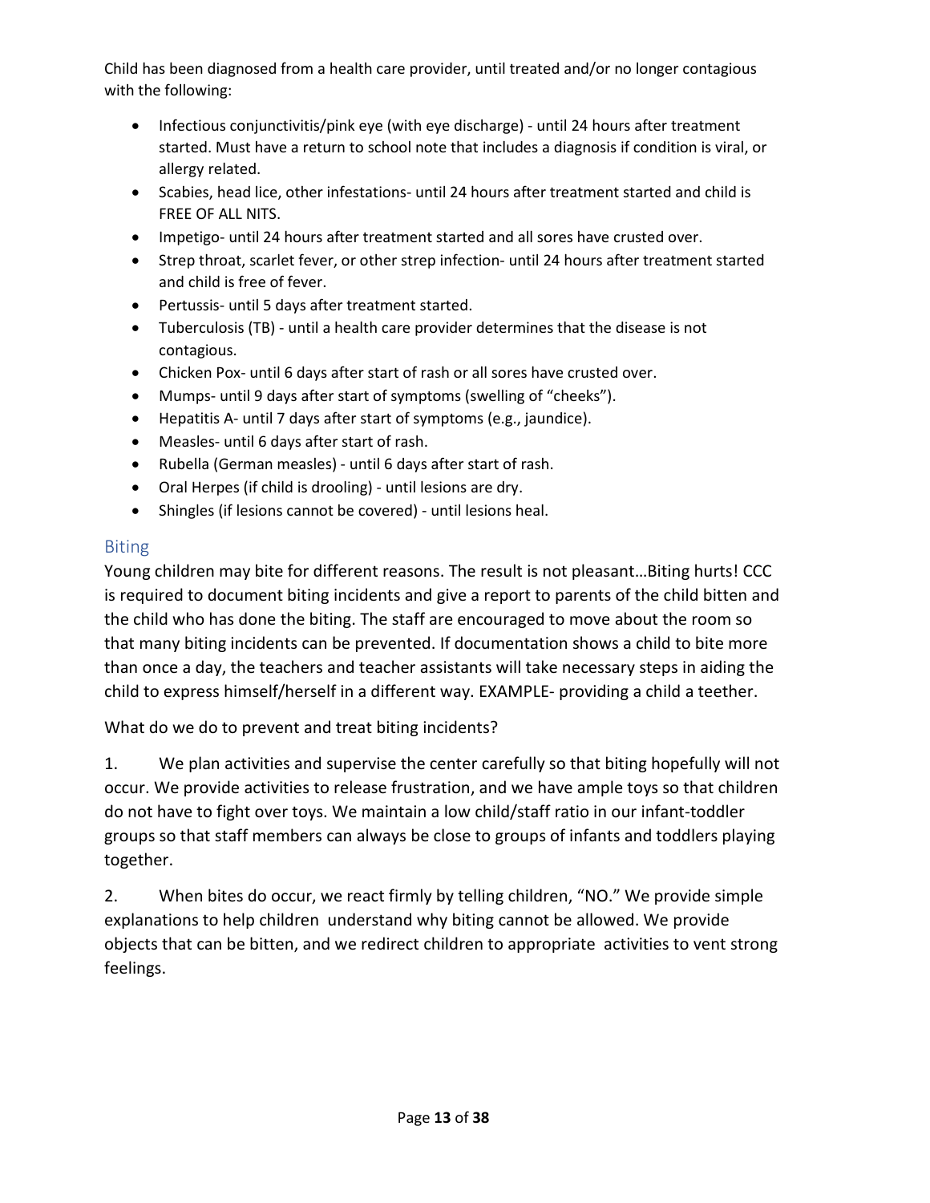Child has been diagnosed from a health care provider, until treated and/or no longer contagious with the following:

- Infectious conjunctivitis/pink eye (with eye discharge) - until 24 hours after treatment started. Must have a return to school note that includes a diagnosis if condition is viral, or allergy related.
- Scabies, head lice, other infestations- until 24 hours after treatment started and child is FREE OF ALL NITS.
- Impetigo- until 24 hours after treatment started and all sores have crusted over.
- Strep throat, scarlet fever, or other strep infection- until 24 hours after treatment started and child is free of fever.
- Pertussis- until 5 days after treatment started.
- Tuberculosis (TB) - until a health care provider determines that the disease is not contagious.
- Chicken Pox- until 6 days after start of rash or all sores have crusted over.
- Mumps- until 9 days after start of symptoms (swelling of "cheeks").
- Hepatitis A- until 7 days after start of symptoms (e.g., jaundice).
- Measles- until 6 days after start of rash.
- Rubella (German measles) - until 6 days after start of rash.
- Oral Herpes (if child is drooling) - until lesions are dry.
- Shingles (if lesions cannot be covered) - until lesions heal.

## Biting

Young children may bite for different reasons. The result is not pleasant…Biting hurts! CCC is required to document biting incidents and give a report to parents of the child bitten and the child who has done the biting. The staff are encouraged to move about the room so that many biting incidents can be prevented. If documentation shows a child to bite more than once a day, the teachers and teacher assistants will take necessary steps in aiding the child to express himself/herself in a different way. EXAMPLE- providing a child a teether.

What do we do to prevent and treat biting incidents?

1. We plan activities and supervise the center carefully so that biting hopefully will not occur. We provide activities to release frustration, and we have ample toys so that children do not have to fight over toys. We maintain a low child/staff ratio in our infant-toddler groups so that staff members can always be close to groups of infants and toddlers playing together.

2. When bites do occur, we react firmly by telling children, "NO." We provide simple explanations to help children understand why biting cannot be allowed. We provide objects that can be bitten, and we redirect children to appropriate activities to vent strong feelings.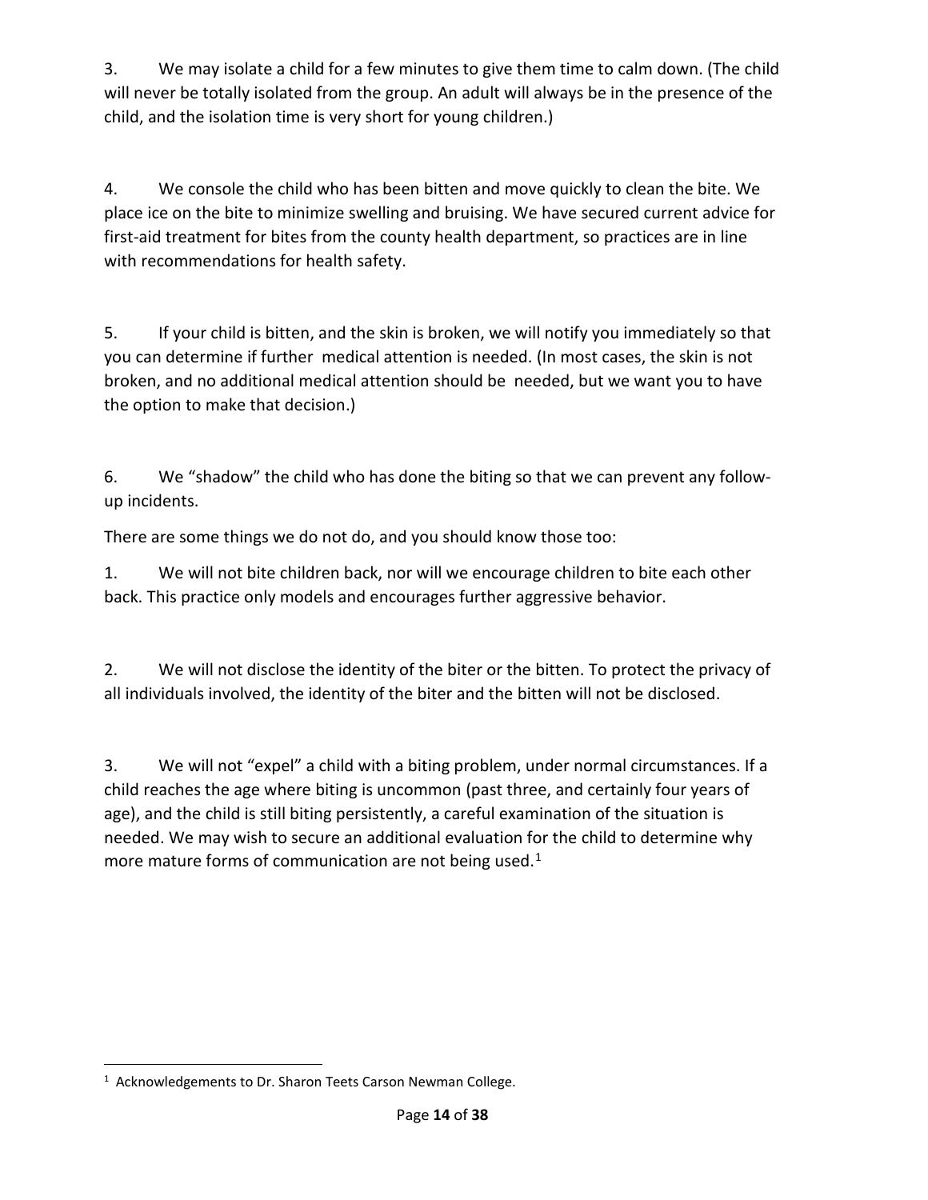3. We may isolate a child for a few minutes to give them time to calm down. (The child will never be totally isolated from the group. An adult will always be in the presence of the child, and the isolation time is very short for young children.)

4. We console the child who has been bitten and move quickly to clean the bite. We place ice on the bite to minimize swelling and bruising. We have secured current advice for first-aid treatment for bites from the county health department, so practices are in line with recommendations for health safety.

5. If your child is bitten, and the skin is broken, we will notify you immediately so that you can determine if further medical attention is needed. (In most cases, the skin is not broken, and no additional medical attention should be needed, but we want you to have the option to make that decision.)

6. We "shadow" the child who has done the biting so that we can prevent any follow-up incidents.

There are some things we do not do, and you should know those too:

1. We will not bite children back, nor will we encourage children to bite each other back. This practice only models and encourages further aggressive behavior.

2. We will not disclose the identity of the biter or the bitten. To protect the privacy of all individuals involved, the identity of the biter and the bitten will not be disclosed.

3. We will not "expel" a child with a biting problem, under normal circumstances. If a child reaches the age where biting is uncommon (past three, and certainly four years of age), and the child is still biting persistently, a careful examination of the situation is needed. We may wish to secure an additional evaluation for the child to determine why more mature forms of communication are not being used.[1]

[1] Acknowledgements to Dr. Sharon Teets Carson Newman College.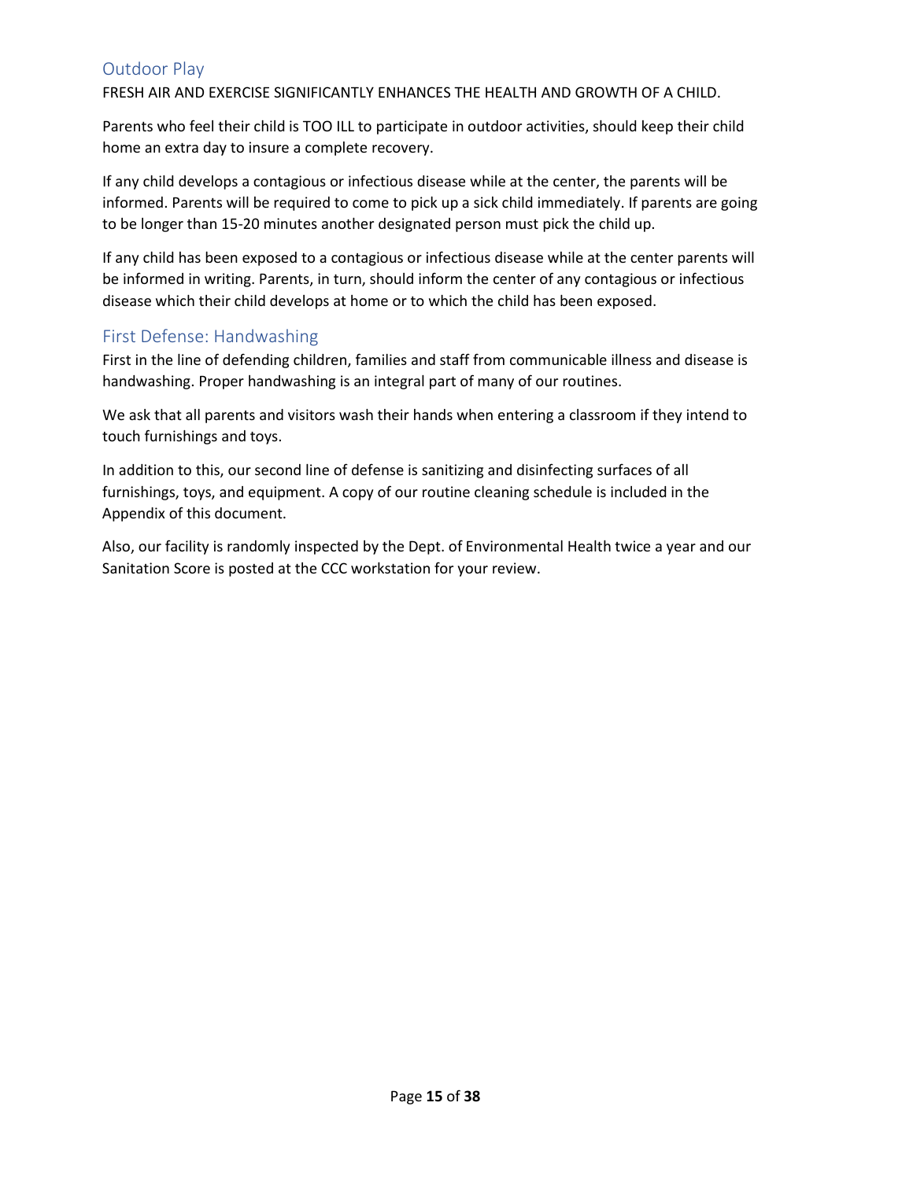## Outdoor Play

FRESH AIR AND EXERCISE SIGNIFICANTLY ENHANCES THE HEALTH AND GROWTH OF A CHILD.

Parents who feel their child is TOO ILL to participate in outdoor activities, should keep their child home an extra day to insure a complete recovery.

If any child develops a contagious or infectious disease while at the center, the parents will be informed. Parents will be required to come to pick up a sick child immediately. If parents are going to be longer than 15-20 minutes another designated person must pick the child up.

If any child has been exposed to a contagious or infectious disease while at the center parents will be informed in writing. Parents, in turn, should inform the center of any contagious or infectious disease which their child develops at home or to which the child has been exposed.

## First Defense: Handwashing

First in the line of defending children, families and staff from communicable illness and disease is handwashing. Proper handwashing is an integral part of many of our routines.

We ask that all parents and visitors wash their hands when entering a classroom if they intend to touch furnishings and toys.

In addition to this, our second line of defense is sanitizing and disinfecting surfaces of all furnishings, toys, and equipment. A copy of our routine cleaning schedule is included in the Appendix of this document.

Also, our facility is randomly inspected by the Dept. of Environmental Health twice a year and our Sanitation Score is posted at the CCC workstation for your review.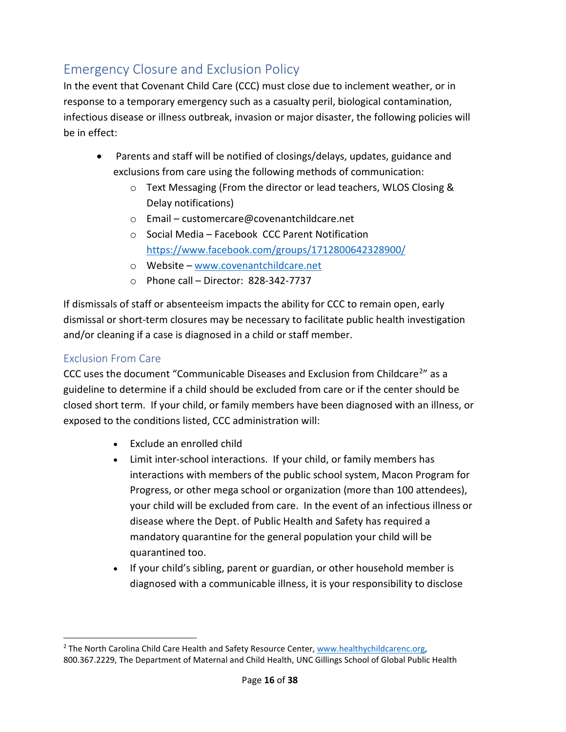## Emergency Closure and Exclusion Policy

In the event that Covenant Child Care (CCC) must close due to inclement weather, or in response to a temporary emergency such as a casualty peril, biological contamination, infectious disease or illness outbreak, invasion or major disaster, the following policies will be in effect:

- Parents and staff will be notified of closings/delays, updates, guidance and exclusions from care using the following methods of communication:
  - Text Messaging (From the director or lead teachers, WLOS Closing & Delay notifications)
  - Email – customercare@covenantchildcare.net
  - Social Media – Facebook CCC Parent Notification https://www.facebook.com/groups/1712800642328900/
  - Website – www.covenantchildcare.net
  - Phone call – Director: 828-342-7737

If dismissals of staff or absenteeism impacts the ability for CCC to remain open, early dismissal or short-term closures may be necessary to facilitate public health investigation and/or cleaning if a case is diagnosed in a child or staff member.

### Exclusion From Care

CCC uses the document "Communicable Diseases and Exclusion from Childcare[2]" as a guideline to determine if a child should be excluded from care or if the center should be closed short term. If your child, or family members have been diagnosed with an illness, or exposed to the conditions listed, CCC administration will:

- Exclude an enrolled child
- Limit inter-school interactions. If your child, or family members has interactions with members of the public school system, Macon Program for Progress, or other mega school or organization (more than 100 attendees), your child will be excluded from care. In the event of an infectious illness or disease where the Dept. of Public Health and Safety has required a mandatory quarantine for the general population your child will be quarantined too.
- If your child's sibling, parent or guardian, or other household member is diagnosed with a communicable illness, it is your responsibility to disclose

[2] The North Carolina Child Care Health and Safety Resource Center, www.healthychildcarenc.org, 800.367.2229, The Department of Maternal and Child Health, UNC Gillings School of Global Public Health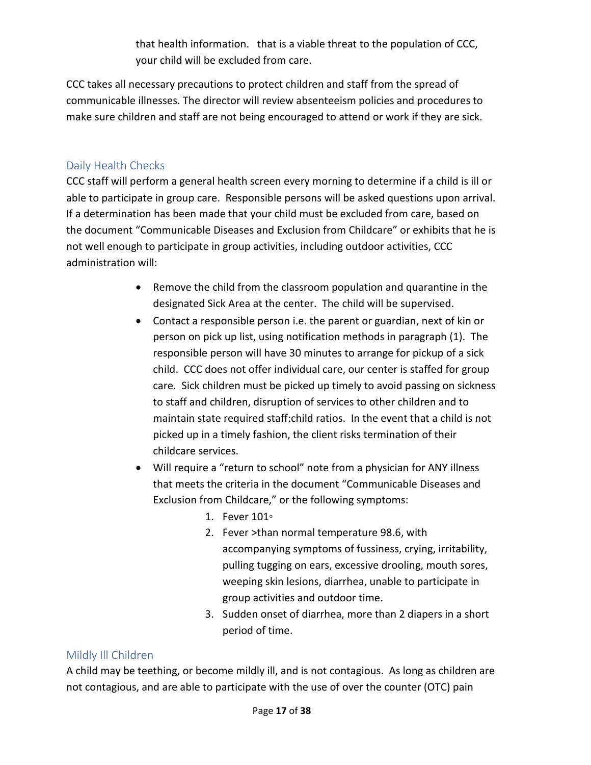that health information. that is a viable threat to the population of CCC, your child will be excluded from care.

CCC takes all necessary precautions to protect children and staff from the spread of communicable illnesses. The director will review absenteeism policies and procedures to make sure children and staff are not being encouraged to attend or work if they are sick.

## Daily Health Checks

CCC staff will perform a general health screen every morning to determine if a child is ill or able to participate in group care. Responsible persons will be asked questions upon arrival. If a determination has been made that your child must be excluded from care, based on the document "Communicable Diseases and Exclusion from Childcare" or exhibits that he is not well enough to participate in group activities, including outdoor activities, CCC administration will:

- Remove the child from the classroom population and quarantine in the designated Sick Area at the center. The child will be supervised.
- Contact a responsible person i.e. the parent or guardian, next of kin or person on pick up list, using notification methods in paragraph (1). The responsible person will have 30 minutes to arrange for pickup of a sick child. CCC does not offer individual care, our center is staffed for group care. Sick children must be picked up timely to avoid passing on sickness to staff and children, disruption of services to other children and to maintain state required staff:child ratios. In the event that a child is not picked up in a timely fashion, the client risks termination of their childcare services.
- Will require a "return to school" note from a physician for ANY illness that meets the criteria in the document "Communicable Diseases and Exclusion from Childcare," or the following symptoms:
    1. Fever 101◦
    2. Fever >than normal temperature 98.6, with accompanying symptoms of fussiness, crying, irritability, pulling tugging on ears, excessive drooling, mouth sores, weeping skin lesions, diarrhea, unable to participate in group activities and outdoor time.
    3. Sudden onset of diarrhea, more than 2 diapers in a short period of time.

## Mildly Ill Children

A child may be teething, or become mildly ill, and is not contagious. As long as children are not contagious, and are able to participate with the use of over the counter (OTC) pain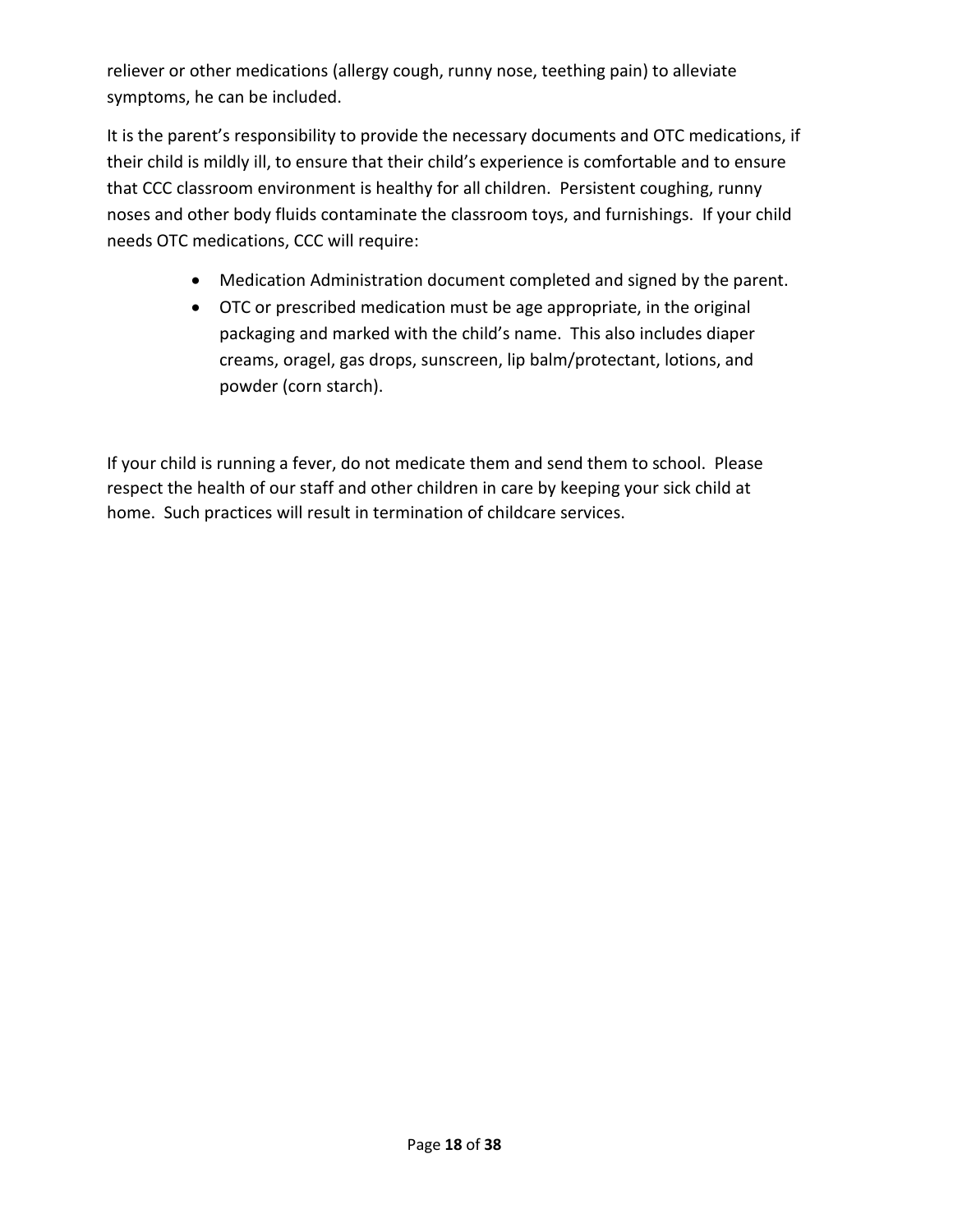reliever or other medications (allergy cough, runny nose, teething pain) to alleviate symptoms, he can be included.

It is the parent's responsibility to provide the necessary documents and OTC medications, if their child is mildly ill, to ensure that their child's experience is comfortable and to ensure that CCC classroom environment is healthy for all children. Persistent coughing, runny noses and other body fluids contaminate the classroom toys, and furnishings. If your child needs OTC medications, CCC will require:

- Medication Administration document completed and signed by the parent.
- OTC or prescribed medication must be age appropriate, in the original packaging and marked with the child's name. This also includes diaper creams, oragel, gas drops, sunscreen, lip balm/protectant, lotions, and powder (corn starch).

If your child is running a fever, do not medicate them and send them to school. Please respect the health of our staff and other children in care by keeping your sick child at home. Such practices will result in termination of childcare services.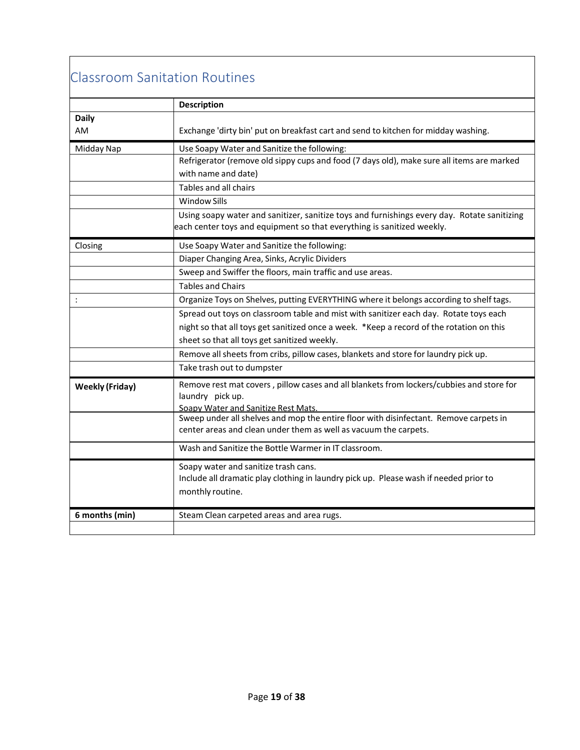## Classroom Sanitation Routines

| | Description |
|---|---|
| **Daily**<br>AM | Exchange 'dirty bin' put on breakfast cart and send to kitchen for midday washing. |
| Midday Nap | Use Soapy Water and Sanitize the following: |
| | Refrigerator (remove old sippy cups and food (7 days old), make sure all items are marked with name and date) |
| | Tables and all chairs |
| | Window Sills |
| | Using soapy water and sanitizer, sanitize toys and furnishings every day. Rotate sanitizing each center toys and equipment so that everything is sanitized weekly. |
| Closing | Use Soapy Water and Sanitize the following: |
| | Diaper Changing Area, Sinks, Acrylic Dividers |
| | Sweep and Swiffer the floors, main traffic and use areas. |
| | Tables and Chairs |
| : | Organize Toys on Shelves, putting EVERYTHING where it belongs according to shelf tags. |
| | Spread out toys on classroom table and mist with sanitizer each day. Rotate toys each night so that all toys get sanitized once a week. *Keep a record of the rotation on this sheet so that all toys get sanitized weekly. |
| | Remove all sheets from cribs, pillow cases, blankets and store for laundry pick up. |
| | Take trash out to dumpster |
| **Weekly (Friday)** | Remove rest mat covers , pillow cases and all blankets from lockers/cubbies and store for laundry pick up.<br>Soapy Water and Sanitize Rest Mats. |
| | Sweep under all shelves and mop the entire floor with disinfectant. Remove carpets in center areas and clean under them as well as vacuum the carpets. |
| | Wash and Sanitize the Bottle Warmer in IT classroom. |
| | Soapy water and sanitize trash cans.<br>Include all dramatic play clothing in laundry pick up. Please wash if needed prior to monthly routine. |
| **6 months (min)** | Steam Clean carpeted areas and area rugs. |
| | |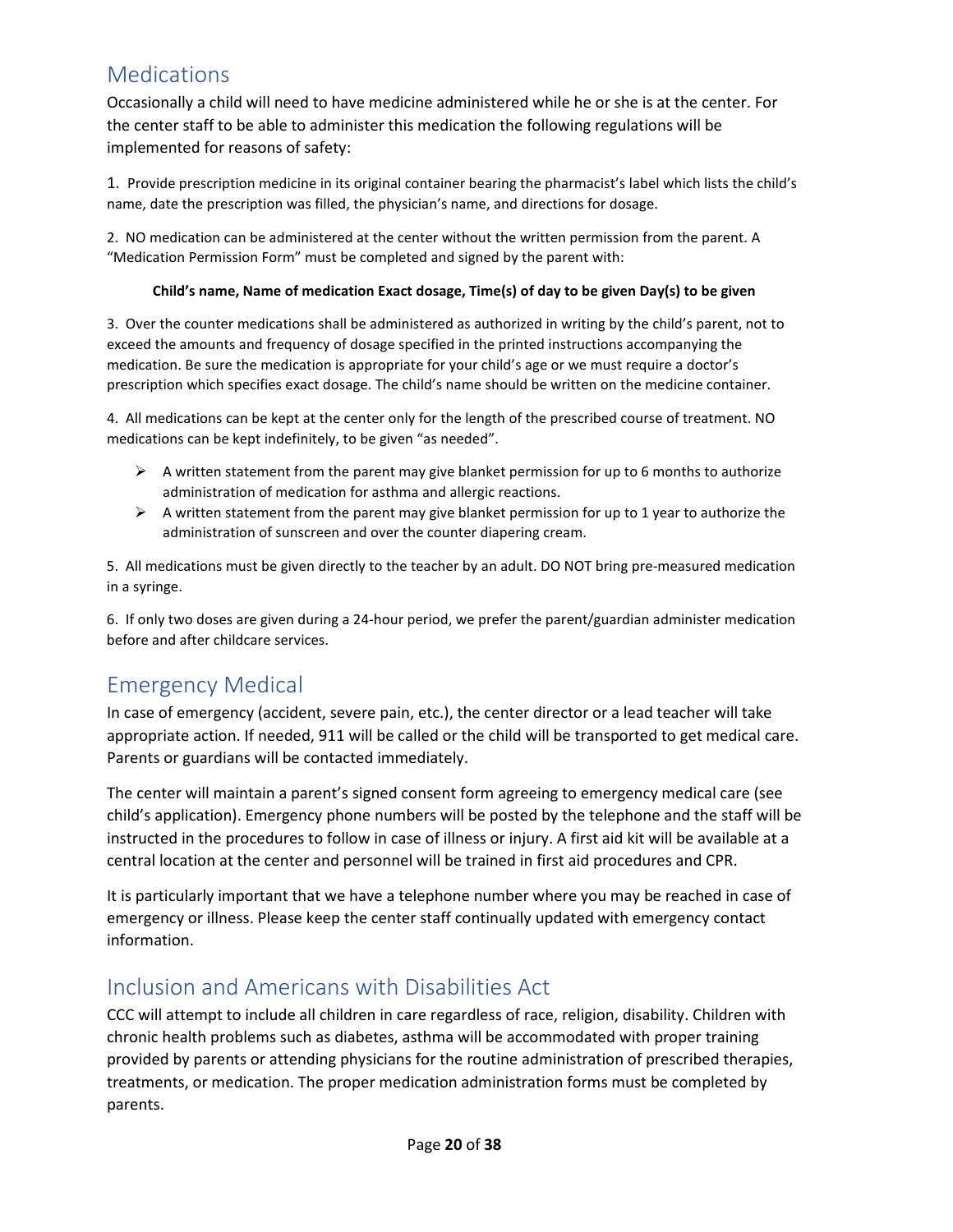## Medications

Occasionally a child will need to have medicine administered while he or she is at the center. For the center staff to be able to administer this medication the following regulations will be implemented for reasons of safety:

1. Provide prescription medicine in its original container bearing the pharmacist's label which lists the child's name, date the prescription was filled, the physician's name, and directions for dosage.

2. NO medication can be administered at the center without the written permission from the parent. A "Medication Permission Form" must be completed and signed by the parent with:

**Child's name, Name of medication Exact dosage, Time(s) of day to be given Day(s) to be given**

3. Over the counter medications shall be administered as authorized in writing by the child's parent, not to exceed the amounts and frequency of dosage specified in the printed instructions accompanying the medication. Be sure the medication is appropriate for your child's age or we must require a doctor's prescription which specifies exact dosage. The child's name should be written on the medicine container.

4. All medications can be kept at the center only for the length of the prescribed course of treatment. NO medications can be kept indefinitely, to be given "as needed".

- A written statement from the parent may give blanket permission for up to 6 months to authorize administration of medication for asthma and allergic reactions.
- A written statement from the parent may give blanket permission for up to 1 year to authorize the administration of sunscreen and over the counter diapering cream.

5. All medications must be given directly to the teacher by an adult. DO NOT bring pre-measured medication in a syringe.

6. If only two doses are given during a 24-hour period, we prefer the parent/guardian administer medication before and after childcare services.

## Emergency Medical

In case of emergency (accident, severe pain, etc.), the center director or a lead teacher will take appropriate action. If needed, 911 will be called or the child will be transported to get medical care. Parents or guardians will be contacted immediately.

The center will maintain a parent's signed consent form agreeing to emergency medical care (see child's application). Emergency phone numbers will be posted by the telephone and the staff will be instructed in the procedures to follow in case of illness or injury. A first aid kit will be available at a central location at the center and personnel will be trained in first aid procedures and CPR.

It is particularly important that we have a telephone number where you may be reached in case of emergency or illness. Please keep the center staff continually updated with emergency contact information.

## Inclusion and Americans with Disabilities Act

CCC will attempt to include all children in care regardless of race, religion, disability. Children with chronic health problems such as diabetes, asthma will be accommodated with proper training provided by parents or attending physicians for the routine administration of prescribed therapies, treatments, or medication. The proper medication administration forms must be completed by parents.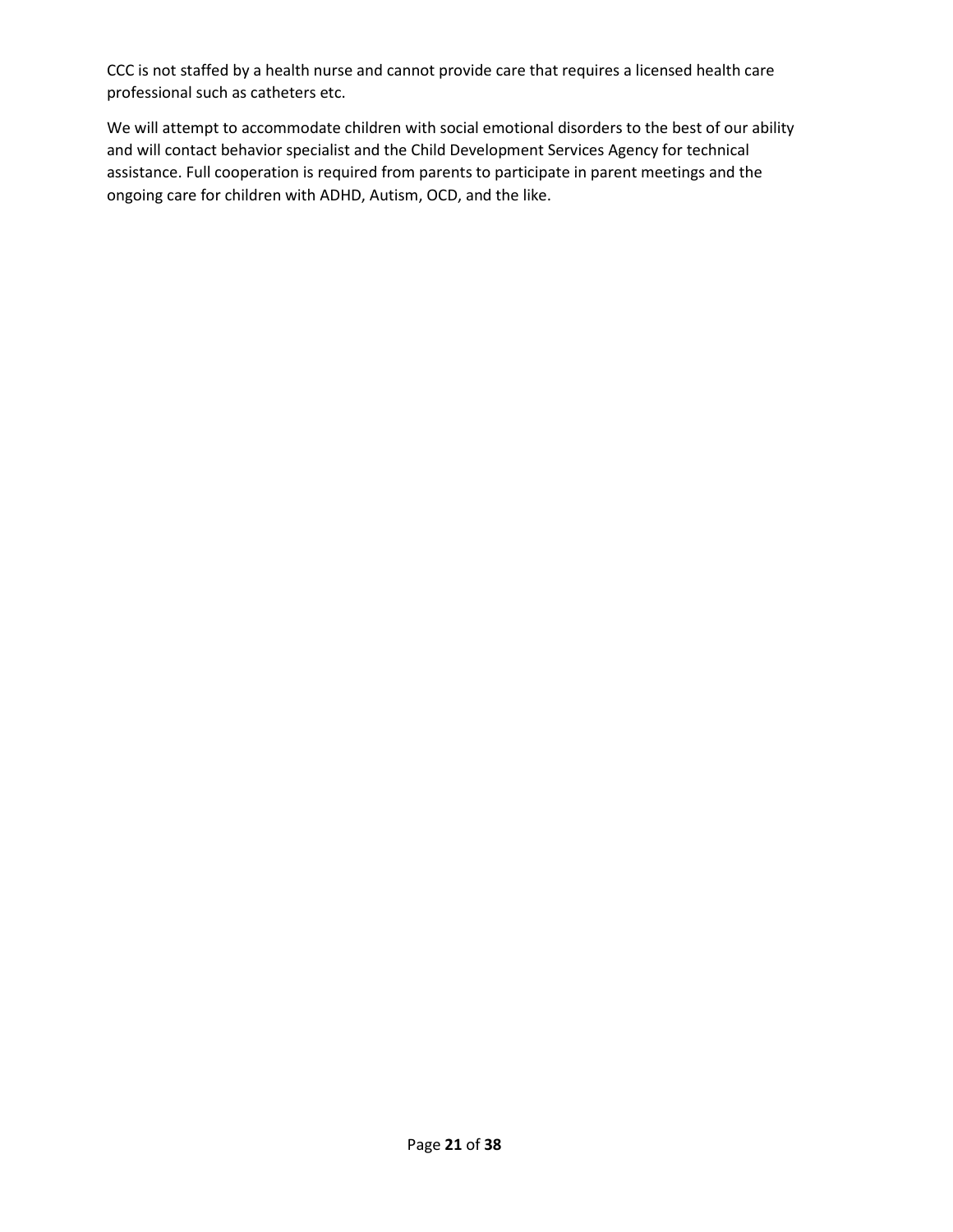CCC is not staffed by a health nurse and cannot provide care that requires a licensed health care professional such as catheters etc.

We will attempt to accommodate children with social emotional disorders to the best of our ability and will contact behavior specialist and the Child Development Services Agency for technical assistance. Full cooperation is required from parents to participate in parent meetings and the ongoing care for children with ADHD, Autism, OCD, and the like.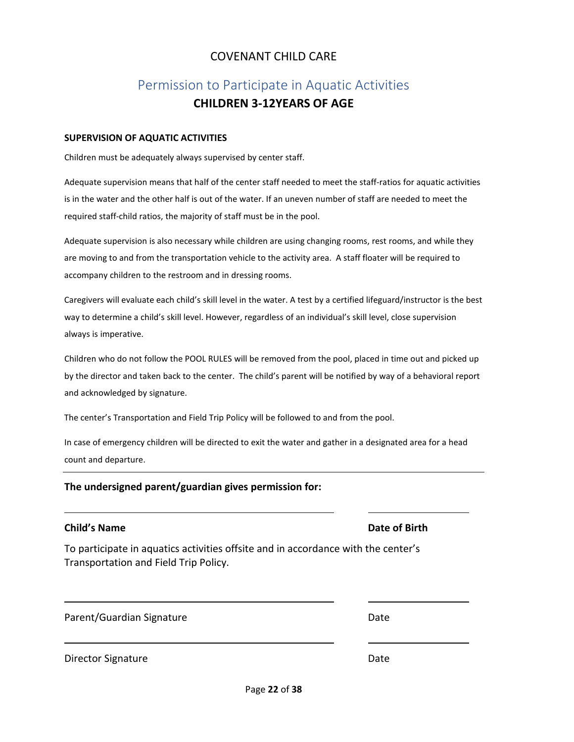# COVENANT CHILD CARE

## Permission to Participate in Aquatic Activities

**CHILDREN 3-12YEARS OF AGE**

**SUPERVISION OF AQUATIC ACTIVITIES**

Children must be adequately always supervised by center staff.

Adequate supervision means that half of the center staff needed to meet the staff-ratios for aquatic activities is in the water and the other half is out of the water. If an uneven number of staff are needed to meet the required staff-child ratios, the majority of staff must be in the pool.

Adequate supervision is also necessary while children are using changing rooms, rest rooms, and while they are moving to and from the transportation vehicle to the activity area. A staff floater will be required to accompany children to the restroom and in dressing rooms.

Caregivers will evaluate each child's skill level in the water. A test by a certified lifeguard/instructor is the best way to determine a child's skill level. However, regardless of an individual's skill level, close supervision always is imperative.

Children who do not follow the POOL RULES will be removed from the pool, placed in time out and picked up by the director and taken back to the center. The child's parent will be notified by way of a behavioral report and acknowledged by signature.

The center's Transportation and Field Trip Policy will be followed to and from the pool.

In case of emergency children will be directed to exit the water and gather in a designated area for a head count and departure.

---

**The undersigned parent/guardian gives permission for:**

______________________________ ______________

**Child's Name** **Date of Birth**

To participate in aquatics activities offsite and in accordance with the center's Transportation and Field Trip Policy.

______________________________ ______________

Parent/Guardian Signature Date

______________________________ ______________

Director Signature Date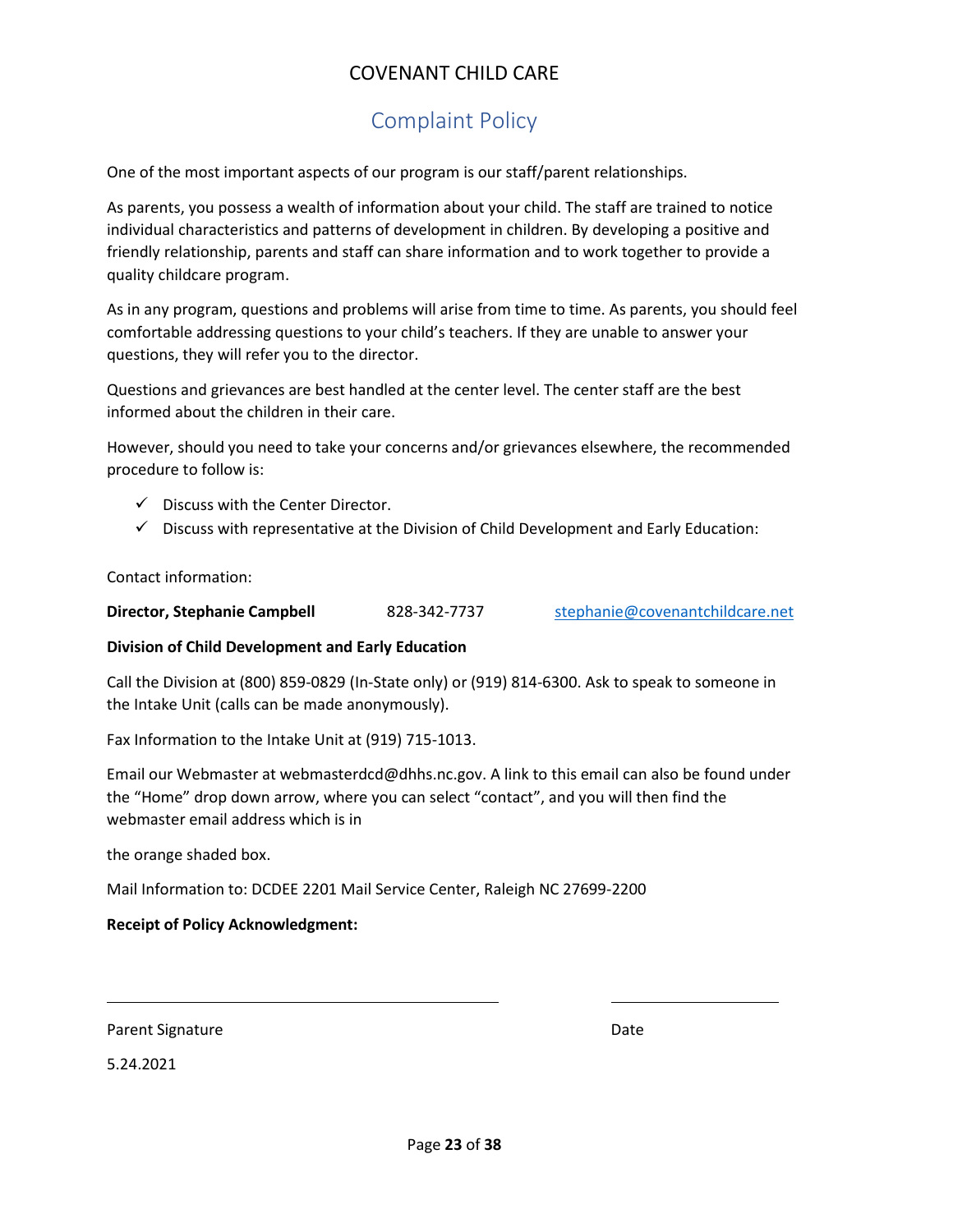# COVENANT CHILD CARE

## Complaint Policy

One of the most important aspects of our program is our staff/parent relationships.

As parents, you possess a wealth of information about your child. The staff are trained to notice individual characteristics and patterns of development in children. By developing a positive and friendly relationship, parents and staff can share information and to work together to provide a quality childcare program.

As in any program, questions and problems will arise from time to time. As parents, you should feel comfortable addressing questions to your child's teachers. If they are unable to answer your questions, they will refer you to the director.

Questions and grievances are best handled at the center level. The center staff are the best informed about the children in their care.

However, should you need to take your concerns and/or grievances elsewhere, the recommended procedure to follow is:

- ✓ Discuss with the Center Director.
- ✓ Discuss with representative at the Division of Child Development and Early Education:

Contact information:

**Director, Stephanie Campbell** 828-342-7737 stephanie@covenantchildcare.net

**Division of Child Development and Early Education**

Call the Division at (800) 859-0829 (In-State only) or (919) 814-6300. Ask to speak to someone in the Intake Unit (calls can be made anonymously).

Fax Information to the Intake Unit at (919) 715-1013.

Email our Webmaster at webmasterdcd@dhhs.nc.gov. A link to this email can also be found under the "Home" drop down arrow, where you can select "contact", and you will then find the webmaster email address which is in

the orange shaded box.

Mail Information to: DCDEE 2201 Mail Service Center, Raleigh NC 27699-2200

**Receipt of Policy Acknowledgment:**

\_\_\_\_\_\_\_\_\_\_\_\_\_\_\_\_\_\_\_\_\_\_\_\_\_\_\_\_\_\_\_\_\_\_\_\_\_\_\_\_ \_\_\_\_\_\_\_\_\_\_\_\_\_\_\_\_\_\_

Parent Signature Date

5.24.2021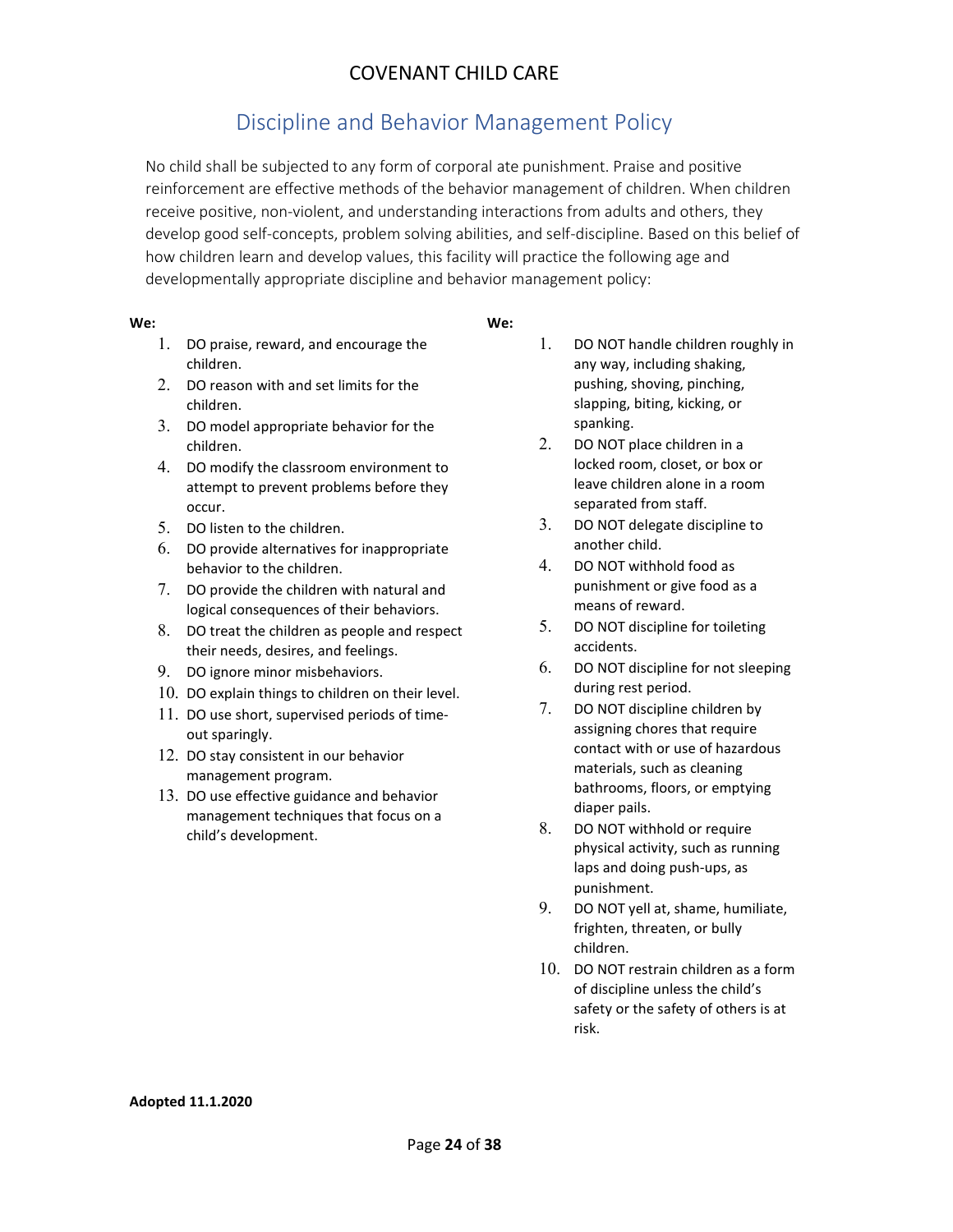# COVENANT CHILD CARE

## Discipline and Behavior Management Policy

No child shall be subjected to any form of corporal ate punishment. Praise and positive reinforcement are effective methods of the behavior management of children. When children receive positive, non-violent, and understanding interactions from adults and others, they develop good self-concepts, problem solving abilities, and self-discipline. Based on this belief of how children learn and develop values, this facility will practice the following age and developmentally appropriate discipline and behavior management policy:

**We:**

1. DO praise, reward, and encourage the children.
2. DO reason with and set limits for the children.
3. DO model appropriate behavior for the children.
4. DO modify the classroom environment to attempt to prevent problems before they occur.
5. DO listen to the children.
6. DO provide alternatives for inappropriate behavior to the children.
7. DO provide the children with natural and logical consequences of their behaviors.
8. DO treat the children as people and respect their needs, desires, and feelings.
9. DO ignore minor misbehaviors.
10. DO explain things to children on their level.
11. DO use short, supervised periods of time-out sparingly.
12. DO stay consistent in our behavior management program.
13. DO use effective guidance and behavior management techniques that focus on a child's development.

**We:**

1. DO NOT handle children roughly in any way, including shaking, pushing, shoving, pinching, slapping, biting, kicking, or spanking.
2. DO NOT place children in a locked room, closet, or box or leave children alone in a room separated from staff.
3. DO NOT delegate discipline to another child.
4. DO NOT withhold food as punishment or give food as a means of reward.
5. DO NOT discipline for toileting accidents.
6. DO NOT discipline for not sleeping during rest period.
7. DO NOT discipline children by assigning chores that require contact with or use of hazardous materials, such as cleaning bathrooms, floors, or emptying diaper pails.
8. DO NOT withhold or require physical activity, such as running laps and doing push-ups, as punishment.
9. DO NOT yell at, shame, humiliate, frighten, threaten, or bully children.
10. DO NOT restrain children as a form of discipline unless the child's safety or the safety of others is at risk.

**Adopted 11.1.2020**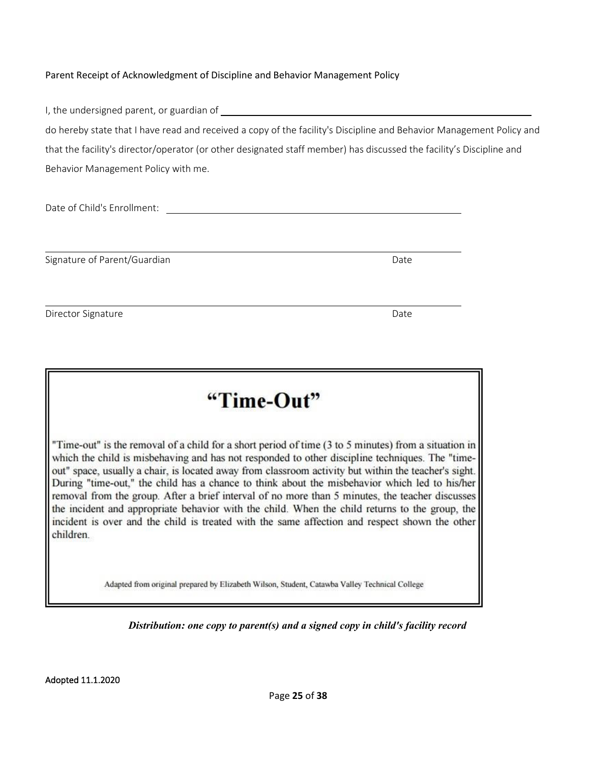Parent Receipt of Acknowledgment of Discipline and Behavior Management Policy

I, the undersigned parent, or guardian of ______________________________________________

do hereby state that I have read and received a copy of the facility's Discipline and Behavior Management Policy and that the facility's director/operator (or other designated staff member) has discussed the facility's Discipline and Behavior Management Policy with me.

Date of Child's Enrollment: ______________________________

______________________________________________

Signature of Parent/Guardian Date

______________________________________________

Director Signature Date

# "Time-Out"

"Time-out" is the removal of a child for a short period of time (3 to 5 minutes) from a situation in which the child is misbehaving and has not responded to other discipline techniques. The "time-out" space, usually a chair, is located away from classroom activity but within the teacher's sight. During "time-out," the child has a chance to think about the misbehavior which led to his/her removal from the group. After a brief interval of no more than 5 minutes, the teacher discusses the incident and appropriate behavior with the child. When the child returns to the group, the incident is over and the child is treated with the same affection and respect shown the other children.

Adapted from original prepared by Elizabeth Wilson, Student, Catawba Valley Technical College

***Distribution: one copy to parent(s) and a signed copy in child's facility record***

Adopted 11.1.2020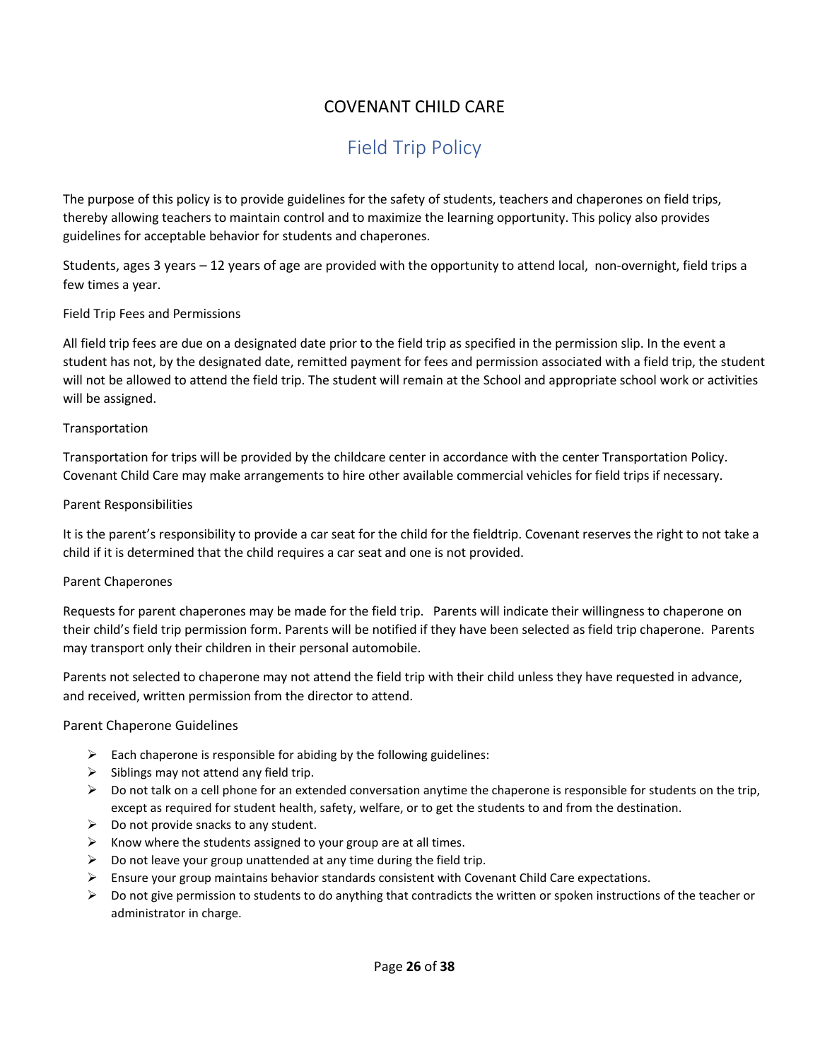# COVENANT CHILD CARE

## Field Trip Policy

The purpose of this policy is to provide guidelines for the safety of students, teachers and chaperones on field trips, thereby allowing teachers to maintain control and to maximize the learning opportunity. This policy also provides guidelines for acceptable behavior for students and chaperones.

Students, ages 3 years – 12 years of age are provided with the opportunity to attend local, non-overnight, field trips a few times a year.

### Field Trip Fees and Permissions

All field trip fees are due on a designated date prior to the field trip as specified in the permission slip. In the event a student has not, by the designated date, remitted payment for fees and permission associated with a field trip, the student will not be allowed to attend the field trip. The student will remain at the School and appropriate school work or activities will be assigned.

### Transportation

Transportation for trips will be provided by the childcare center in accordance with the center Transportation Policy. Covenant Child Care may make arrangements to hire other available commercial vehicles for field trips if necessary.

### Parent Responsibilities

It is the parent's responsibility to provide a car seat for the child for the fieldtrip. Covenant reserves the right to not take a child if it is determined that the child requires a car seat and one is not provided.

### Parent Chaperones

Requests for parent chaperones may be made for the field trip. Parents will indicate their willingness to chaperone on their child's field trip permission form. Parents will be notified if they have been selected as field trip chaperone. Parents may transport only their children in their personal automobile.

Parents not selected to chaperone may not attend the field trip with their child unless they have requested in advance, and received, written permission from the director to attend.

### Parent Chaperone Guidelines

- Each chaperone is responsible for abiding by the following guidelines:
- Siblings may not attend any field trip.
- Do not talk on a cell phone for an extended conversation anytime the chaperone is responsible for students on the trip, except as required for student health, safety, welfare, or to get the students to and from the destination.
- Do not provide snacks to any student.
- Know where the students assigned to your group are at all times.
- Do not leave your group unattended at any time during the field trip.
- Ensure your group maintains behavior standards consistent with Covenant Child Care expectations.
- Do not give permission to students to do anything that contradicts the written or spoken instructions of the teacher or administrator in charge.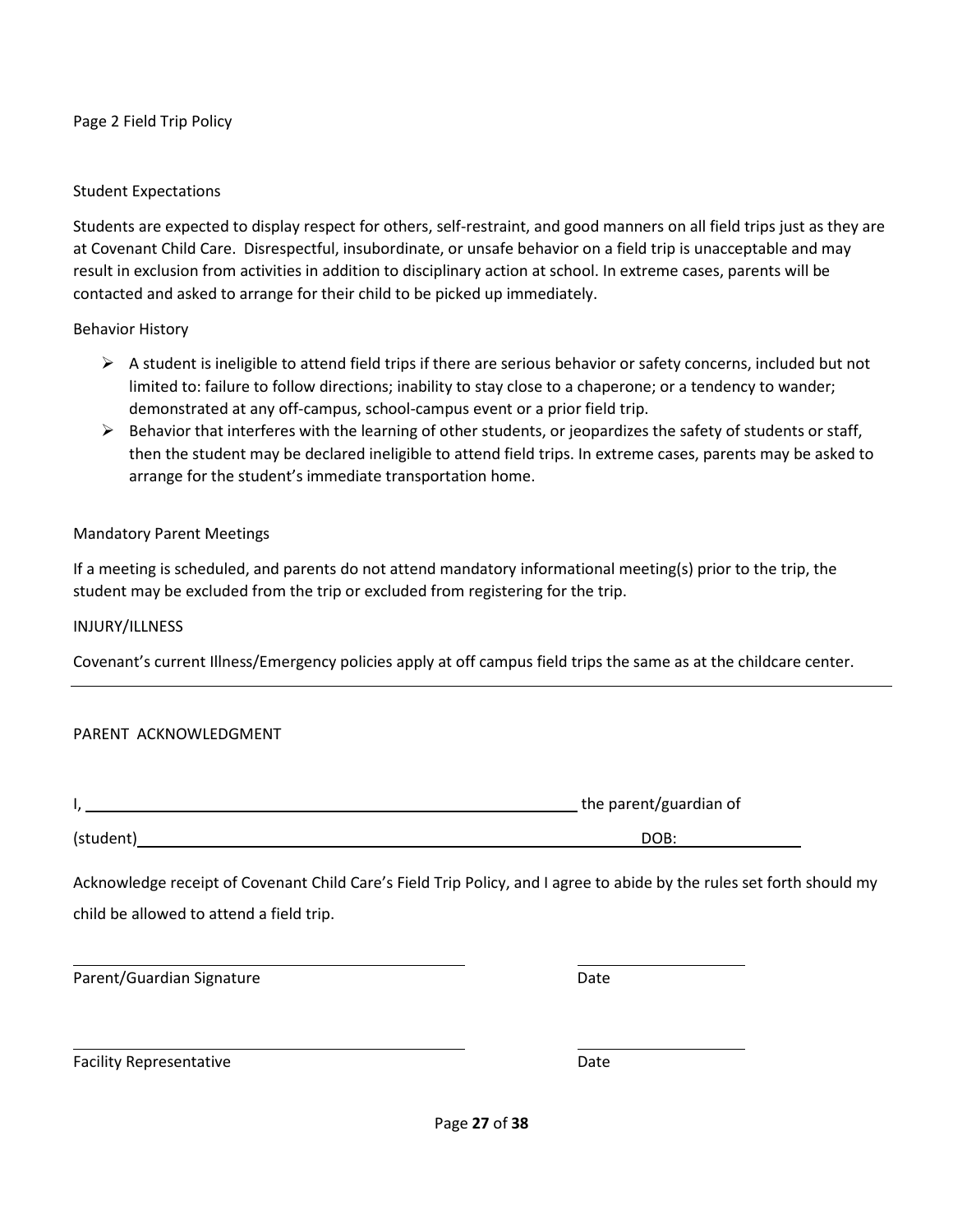Page 2 Field Trip Policy

## Student Expectations

Students are expected to display respect for others, self-restraint, and good manners on all field trips just as they are at Covenant Child Care. Disrespectful, insubordinate, or unsafe behavior on a field trip is unacceptable and may result in exclusion from activities in addition to disciplinary action at school. In extreme cases, parents will be contacted and asked to arrange for their child to be picked up immediately.

## Behavior History

- A student is ineligible to attend field trips if there are serious behavior or safety concerns, included but not limited to: failure to follow directions; inability to stay close to a chaperone; or a tendency to wander; demonstrated at any off-campus, school-campus event or a prior field trip.
- Behavior that interferes with the learning of other students, or jeopardizes the safety of students or staff, then the student may be declared ineligible to attend field trips. In extreme cases, parents may be asked to arrange for the student's immediate transportation home.

## Mandatory Parent Meetings

If a meeting is scheduled, and parents do not attend mandatory informational meeting(s) prior to the trip, the student may be excluded from the trip or excluded from registering for the trip.

## INJURY/ILLNESS

Covenant's current Illness/Emergency policies apply at off campus field trips the same as at the childcare center.

---

## PARENT ACKNOWLEDGMENT

I, ____________________________________________ the parent/guardian of

(student)____________________________________________ DOB:______________

Acknowledge receipt of Covenant Child Care's Field Trip Policy, and I agree to abide by the rules set forth should my child be allowed to attend a field trip.

____________________________________ ____________________

Parent/Guardian Signature Date

____________________________________ ____________________

Facility Representative Date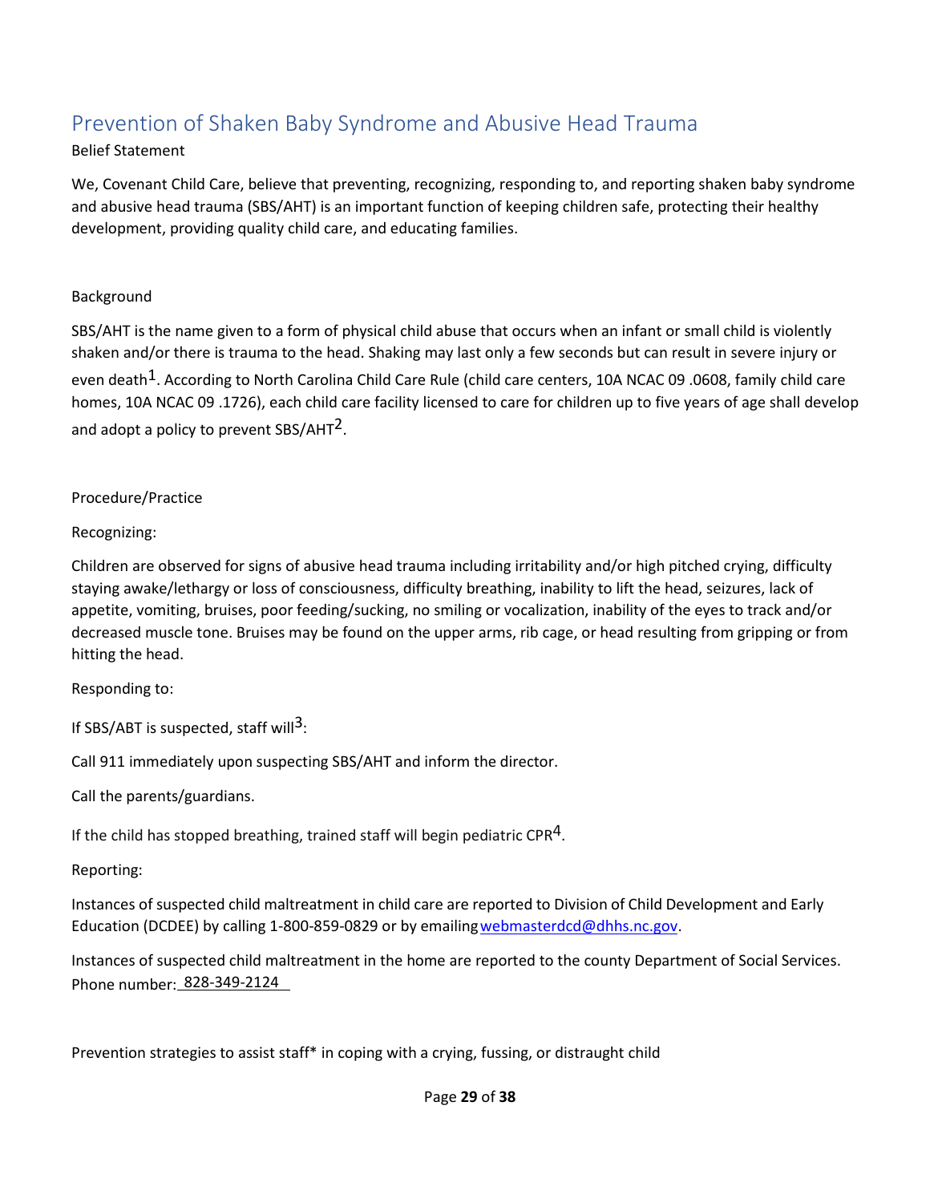## Prevention of Shaken Baby Syndrome and Abusive Head Trauma

Belief Statement

We, Covenant Child Care, believe that preventing, recognizing, responding to, and reporting shaken baby syndrome and abusive head trauma (SBS/AHT) is an important function of keeping children safe, protecting their healthy development, providing quality child care, and educating families.

Background

SBS/AHT is the name given to a form of physical child abuse that occurs when an infant or small child is violently shaken and/or there is trauma to the head. Shaking may last only a few seconds but can result in severe injury or even death[1]. According to North Carolina Child Care Rule (child care centers, 10A NCAC 09 .0608, family child care homes, 10A NCAC 09 .1726), each child care facility licensed to care for children up to five years of age shall develop and adopt a policy to prevent SBS/AHT[2].

Procedure/Practice

Recognizing:

Children are observed for signs of abusive head trauma including irritability and/or high pitched crying, difficulty staying awake/lethargy or loss of consciousness, difficulty breathing, inability to lift the head, seizures, lack of appetite, vomiting, bruises, poor feeding/sucking, no smiling or vocalization, inability of the eyes to track and/or decreased muscle tone. Bruises may be found on the upper arms, rib cage, or head resulting from gripping or from hitting the head.

Responding to:

If SBS/ABT is suspected, staff will[3]:

Call 911 immediately upon suspecting SBS/AHT and inform the director.

Call the parents/guardians.

If the child has stopped breathing, trained staff will begin pediatric CPR[4].

Reporting:

Instances of suspected child maltreatment in child care are reported to Division of Child Development and Early Education (DCDEE) by calling 1-800-859-0829 or by emailing webmasterdcd@dhhs.nc.gov.

Instances of suspected child maltreatment in the home are reported to the county Department of Social Services. Phone number: 828-349-2124

Prevention strategies to assist staff* in coping with a crying, fussing, or distraught child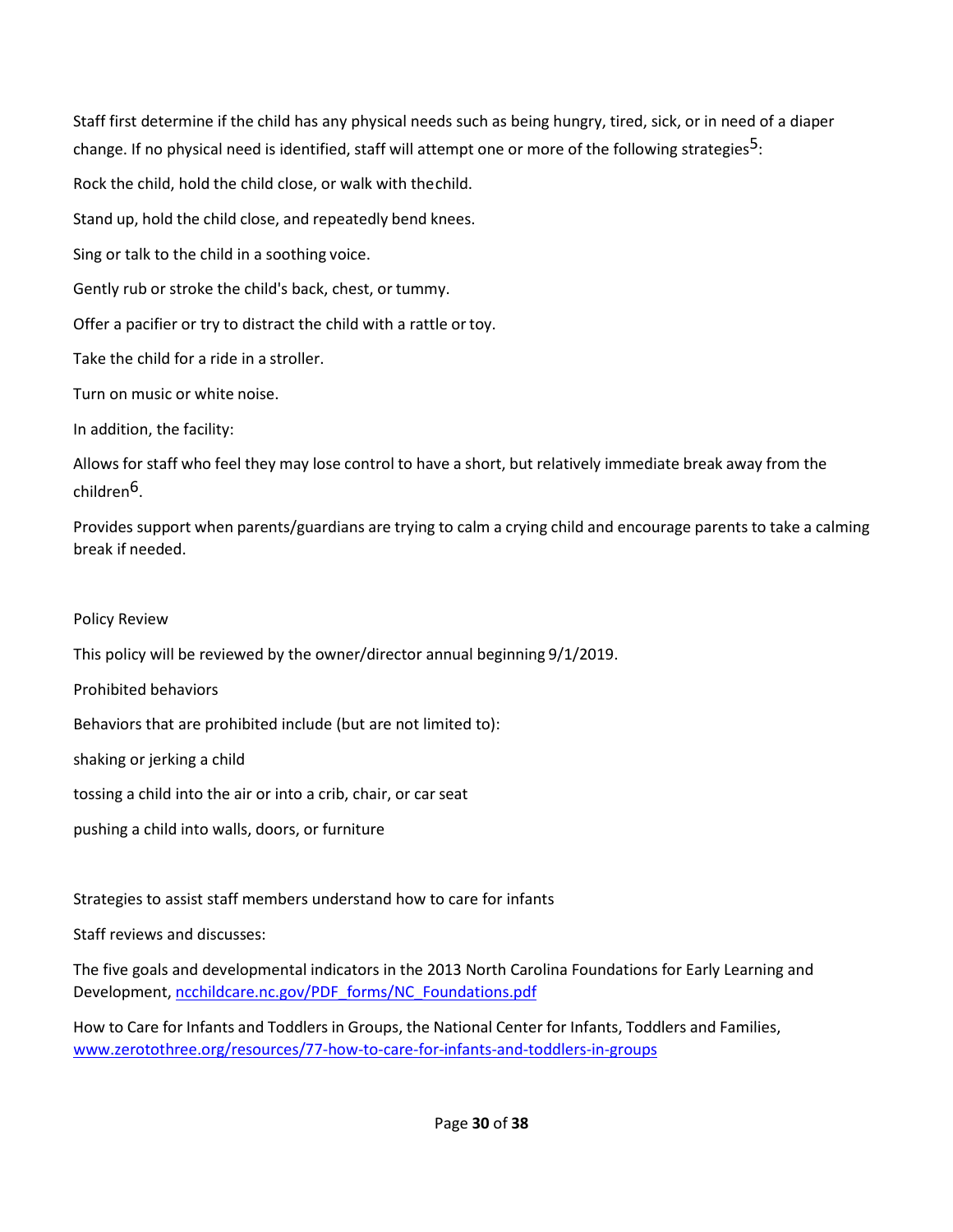Staff first determine if the child has any physical needs such as being hungry, tired, sick, or in need of a diaper change. If no physical need is identified, staff will attempt one or more of the following strategies[5]:

Rock the child, hold the child close, or walk with the child.

Stand up, hold the child close, and repeatedly bend knees.

Sing or talk to the child in a soothing voice.

Gently rub or stroke the child's back, chest, or tummy.

Offer a pacifier or try to distract the child with a rattle or toy.

Take the child for a ride in a stroller.

Turn on music or white noise.

In addition, the facility:

Allows for staff who feel they may lose control to have a short, but relatively immediate break away from the children[6].

Provides support when parents/guardians are trying to calm a crying child and encourage parents to take a calming break if needed.

Policy Review

This policy will be reviewed by the owner/director annual beginning 9/1/2019.

Prohibited behaviors

Behaviors that are prohibited include (but are not limited to):

shaking or jerking a child

tossing a child into the air or into a crib, chair, or car seat

pushing a child into walls, doors, or furniture

Strategies to assist staff members understand how to care for infants

Staff reviews and discusses:

The five goals and developmental indicators in the 2013 North Carolina Foundations for Early Learning and Development, [ncchildcare.nc.gov/PDF_forms/NC_Foundations.pdf](ncchildcare.nc.gov/PDF_forms/NC_Foundations.pdf)

How to Care for Infants and Toddlers in Groups, the National Center for Infants, Toddlers and Families, [www.zerotothree.org/resources/77-how-to-care-for-infants-and-toddlers-in-groups](www.zerotothree.org/resources/77-how-to-care-for-infants-and-toddlers-in-groups)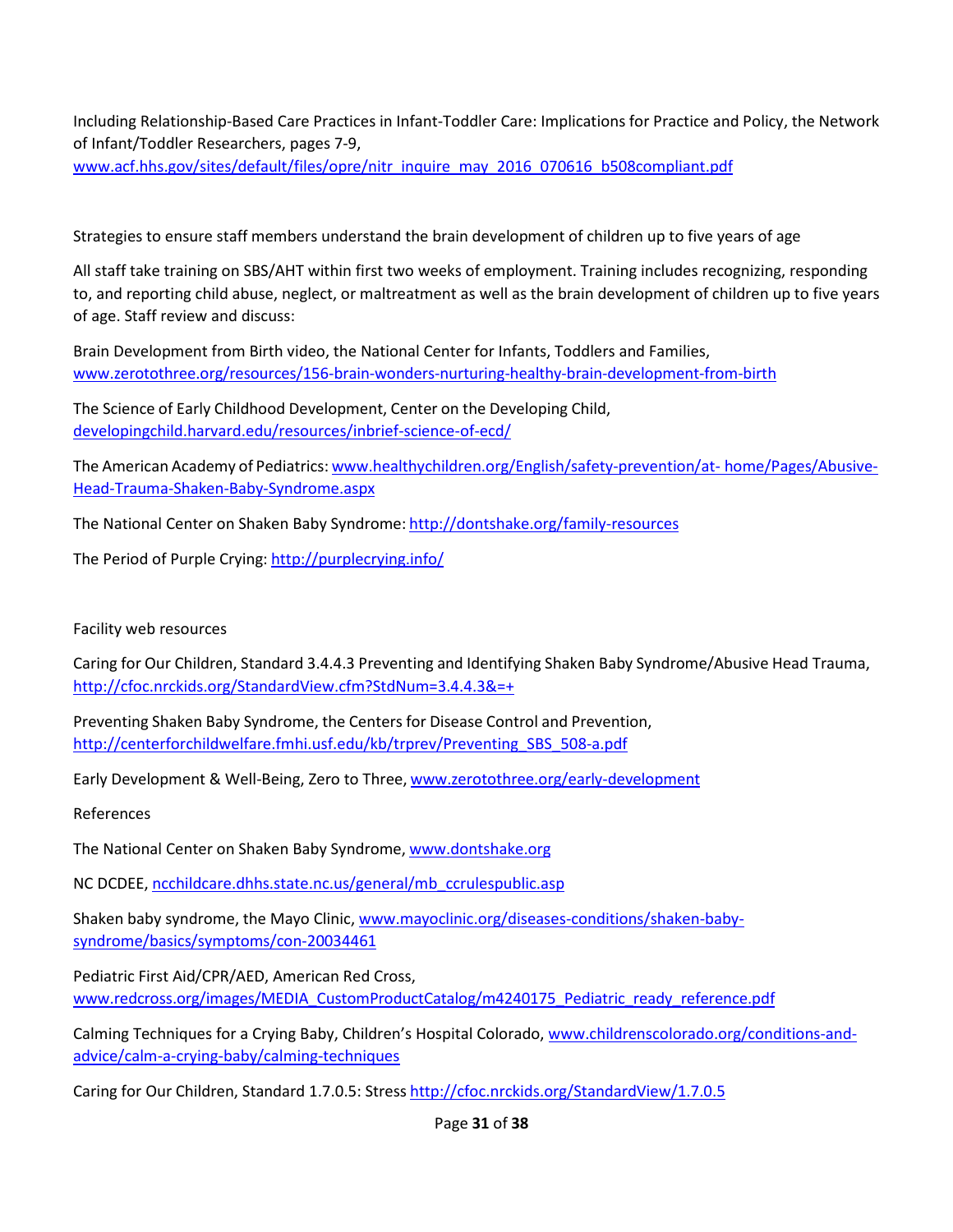Including Relationship-Based Care Practices in Infant-Toddler Care: Implications for Practice and Policy, the Network of Infant/Toddler Researchers, pages 7-9, www.acf.hhs.gov/sites/default/files/opre/nitr_inquire_may_2016_070616_b508compliant.pdf

Strategies to ensure staff members understand the brain development of children up to five years of age

All staff take training on SBS/AHT within first two weeks of employment. Training includes recognizing, responding to, and reporting child abuse, neglect, or maltreatment as well as the brain development of children up to five years of age. Staff review and discuss:

Brain Development from Birth video, the National Center for Infants, Toddlers and Families, www.zerotothree.org/resources/156-brain-wonders-nurturing-healthy-brain-development-from-birth

The Science of Early Childhood Development, Center on the Developing Child, developingchild.harvard.edu/resources/inbrief-science-of-ecd/

The American Academy of Pediatrics: www.healthychildren.org/English/safety-prevention/at- home/Pages/Abusive-Head-Trauma-Shaken-Baby-Syndrome.aspx

The National Center on Shaken Baby Syndrome: http://dontshake.org/family-resources

The Period of Purple Crying: http://purplecrying.info/

Facility web resources

Caring for Our Children, Standard 3.4.4.3 Preventing and Identifying Shaken Baby Syndrome/Abusive Head Trauma, http://cfoc.nrckids.org/StandardView.cfm?StdNum=3.4.4.3&=+

Preventing Shaken Baby Syndrome, the Centers for Disease Control and Prevention, http://centerforchildwelfare.fmhi.usf.edu/kb/trprev/Preventing_SBS_508-a.pdf

Early Development & Well-Being, Zero to Three, www.zerotothree.org/early-development

References

The National Center on Shaken Baby Syndrome, www.dontshake.org

NC DCDEE, ncchildcare.dhhs.state.nc.us/general/mb_ccrulespublic.asp

Shaken baby syndrome, the Mayo Clinic, www.mayoclinic.org/diseases-conditions/shaken-baby-syndrome/basics/symptoms/con-20034461

Pediatric First Aid/CPR/AED, American Red Cross, www.redcross.org/images/MEDIA_CustomProductCatalog/m4240175_Pediatric_ready_reference.pdf

Calming Techniques for a Crying Baby, Children's Hospital Colorado, www.childrenscolorado.org/conditions-and-advice/calm-a-crying-baby/calming-techniques

Caring for Our Children, Standard 1.7.0.5: Stress http://cfoc.nrckids.org/StandardView/1.7.0.5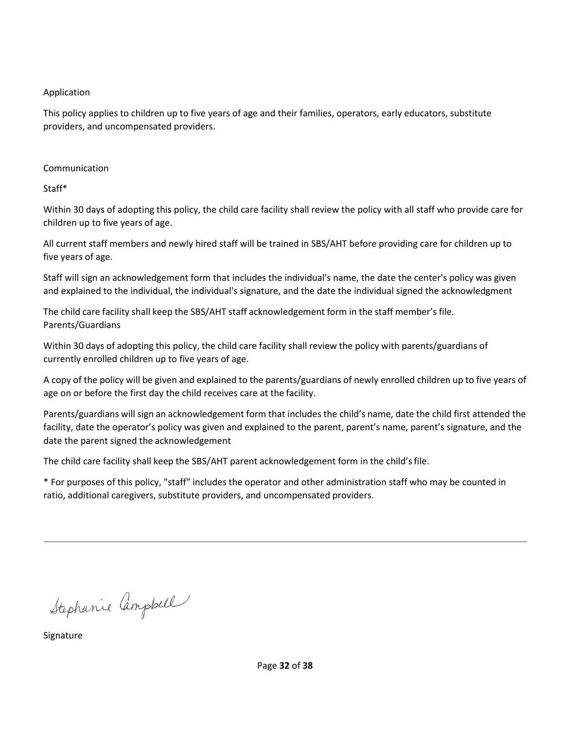## Application

This policy applies to children up to five years of age and their families, operators, early educators, substitute providers, and uncompensated providers.

## Communication

### Staff*

Within 30 days of adopting this policy, the child care facility shall review the policy with all staff who provide care for children up to five years of age.

All current staff members and newly hired staff will be trained in SBS/AHT before providing care for children up to five years of age.

Staff will sign an acknowledgement form that includes the individual's name, the date the center's policy was given and explained to the individual, the individual's signature, and the date the individual signed the acknowledgment

The child care facility shall keep the SBS/AHT staff acknowledgement form in the staff member's file.

### Parents/Guardians

Within 30 days of adopting this policy, the child care facility shall review the policy with parents/guardians of currently enrolled children up to five years of age.

A copy of the policy will be given and explained to the parents/guardians of newly enrolled children up to five years of age on or before the first day the child receives care at the facility.

Parents/guardians will sign an acknowledgement form that includes the child's name, date the child first attended the facility, date the operator's policy was given and explained to the parent, parent's name, parent's signature, and the date the parent signed the acknowledgement

The child care facility shall keep the SBS/AHT parent acknowledgement form in the child's file.

* For purposes of this policy, "staff" includes the operator and other administration staff who may be counted in ratio, additional caregivers, substitute providers, and uncompensated providers.

---

Stephanie Campbell

Signature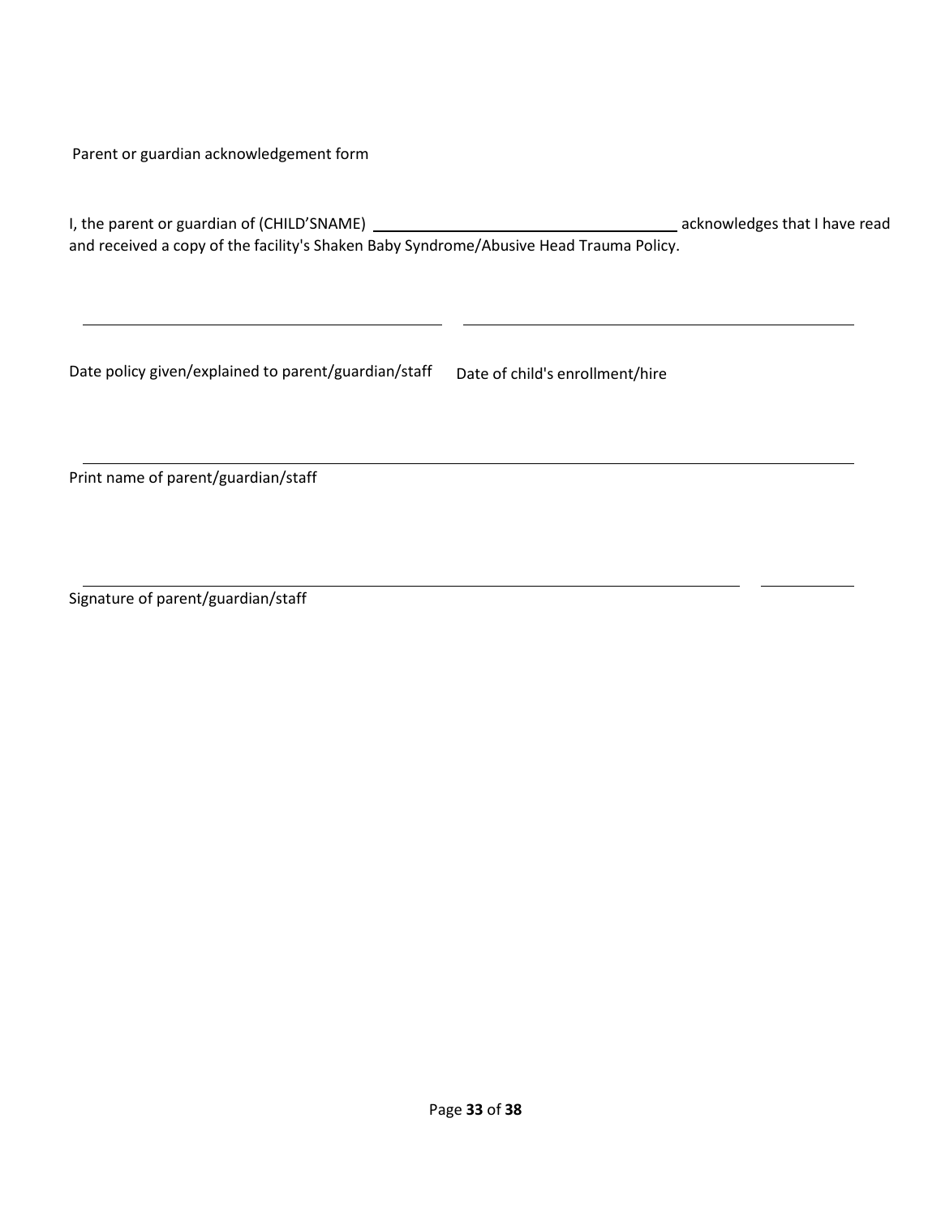Parent or guardian acknowledgement form

I, the parent or guardian of (CHILD’SNAME) ____________________________________ acknowledges that I have read and received a copy of the facility's Shaken Baby Syndrome/Abusive Head Trauma Policy.

_______________________________________________ _______________________________________________

Date policy given/explained to parent/guardian/staff Date of child's enrollment/hire

___________________________________________________________________________________________

Print name of parent/guardian/staff

___________________________________________________________________________ ___________

Signature of parent/guardian/staff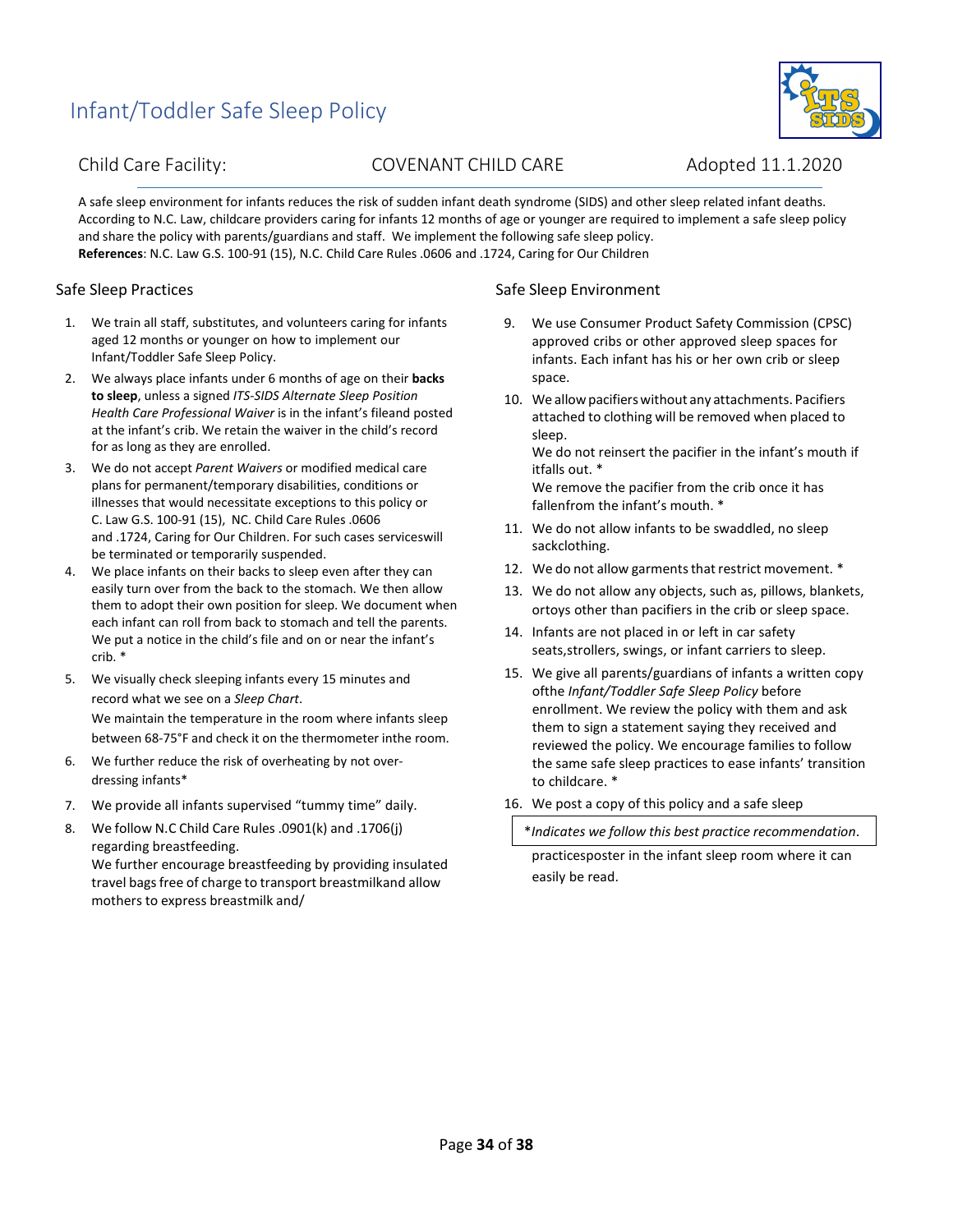# Infant/Toddler Safe Sleep Policy

Child Care Facility: COVENANT CHILD CARE Adopted 11.1.2020

A safe sleep environment for infants reduces the risk of sudden infant death syndrome (SIDS) and other sleep related infant deaths. According to N.C. Law, childcare providers caring for infants 12 months of age or younger are required to implement a safe sleep policy and share the policy with parents/guardians and staff. We implement the following safe sleep policy.
**References**: N.C. Law G.S. 100-91 (15), N.C. Child Care Rules .0606 and .1724, Caring for Our Children

## Safe Sleep Practices

1. We train all staff, substitutes, and volunteers caring for infants aged 12 months or younger on how to implement our Infant/Toddler Safe Sleep Policy.
2. We always place infants under 6 months of age on their **backs to sleep**, unless a signed *ITS-SIDS Alternate Sleep Position Health Care Professional Waiver* is in the infant's fileand posted at the infant's crib. We retain the waiver in the child's record for as long as they are enrolled.
3. We do not accept *Parent Waivers* or modified medical care plans for permanent/temporary disabilities, conditions or illnesses that would necessitate exceptions to this policy or C. Law G.S. 100-91 (15), NC. Child Care Rules .0606 and .1724, Caring for Our Children. For such cases serviceswill be terminated or temporarily suspended.
4. We place infants on their backs to sleep even after they can easily turn over from the back to the stomach. We then allow them to adopt their own position for sleep. We document when each infant can roll from back to stomach and tell the parents. We put a notice in the child's file and on or near the infant's crib. *
5. We visually check sleeping infants every 15 minutes and record what we see on a *Sleep Chart*.
   We maintain the temperature in the room where infants sleep between 68-75°F and check it on the thermometer inthe room.
6. We further reduce the risk of overheating by not over-dressing infants*
7. We provide all infants supervised "tummy time" daily.
8. We follow N.C Child Care Rules .0901(k) and .1706(j) regarding breastfeeding.
   We further encourage breastfeeding by providing insulated travel bags free of charge to transport breastmilkand allow mothers to express breastmilk and/

## Safe Sleep Environment

9. We use Consumer Product Safety Commission (CPSC) approved cribs or other approved sleep spaces for infants. Each infant has his or her own crib or sleep space.
10. We allow pacifiers without any attachments. Pacifiers attached to clothing will be removed when placed to sleep.
    We do not reinsert the pacifier in the infant's mouth if itfalls out. *
    We remove the pacifier from the crib once it has fallenfrom the infant's mouth. *
11. We do not allow infants to be swaddled, no sleep sackclothing.
12. We do not allow garments that restrict movement. *
13. We do not allow any objects, such as, pillows, blankets, ortoys other than pacifiers in the crib or sleep space.
14. Infants are not placed in or left in car safety seats,strollers, swings, or infant carriers to sleep.
15. We give all parents/guardians of infants a written copy ofthe *Infant/Toddler Safe Sleep Policy* before enrollment. We review the policy with them and ask them to sign a statement saying they received and reviewed the policy. We encourage families to follow the same safe sleep practices to ease infants' transition to childcare. *
16. We post a copy of this policy and a safe sleep practicesposter in the infant sleep room where it can easily be read.

\**Indicates we follow this best practice recommendation*.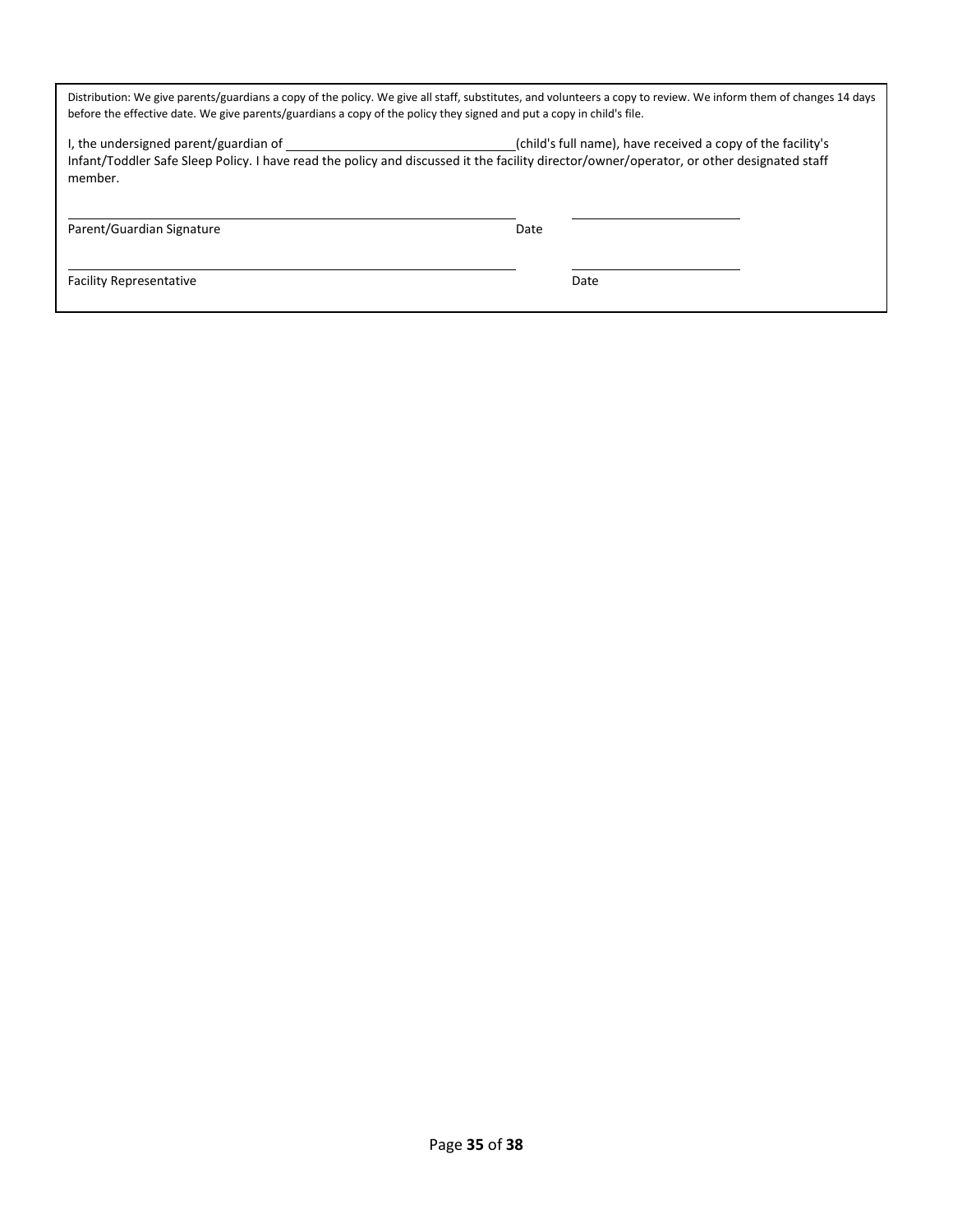Distribution: We give parents/guardians a copy of the policy. We give all staff, substitutes, and volunteers a copy to review. We inform them of changes 14 days before the effective date. We give parents/guardians a copy of the policy they signed and put a copy in child's file.

I, the undersigned parent/guardian of \_\_\_\_\_\_\_\_\_\_\_\_\_\_\_\_\_\_\_\_\_\_\_\_\_\_\_\_\_\_(child's full name), have received a copy of the facility's Infant/Toddler Safe Sleep Policy. I have read the policy and discussed it the facility director/owner/operator, or other designated staff member.

\_\_\_\_\_\_\_\_\_\_\_\_\_\_\_\_\_\_\_\_\_\_\_\_\_\_\_\_\_\_\_\_\_\_\_\_\_\_\_\_\_\_\_\_ \_\_\_\_\_\_\_\_\_\_\_\_\_\_\_\_\_\_\_\_

Parent/Guardian Signature Date

\_\_\_\_\_\_\_\_\_\_\_\_\_\_\_\_\_\_\_\_\_\_\_\_\_\_\_\_\_\_\_\_\_\_\_\_\_\_\_\_\_\_\_\_ \_\_\_\_\_\_\_\_\_\_\_\_\_\_\_\_\_\_\_\_

Facility Representative Date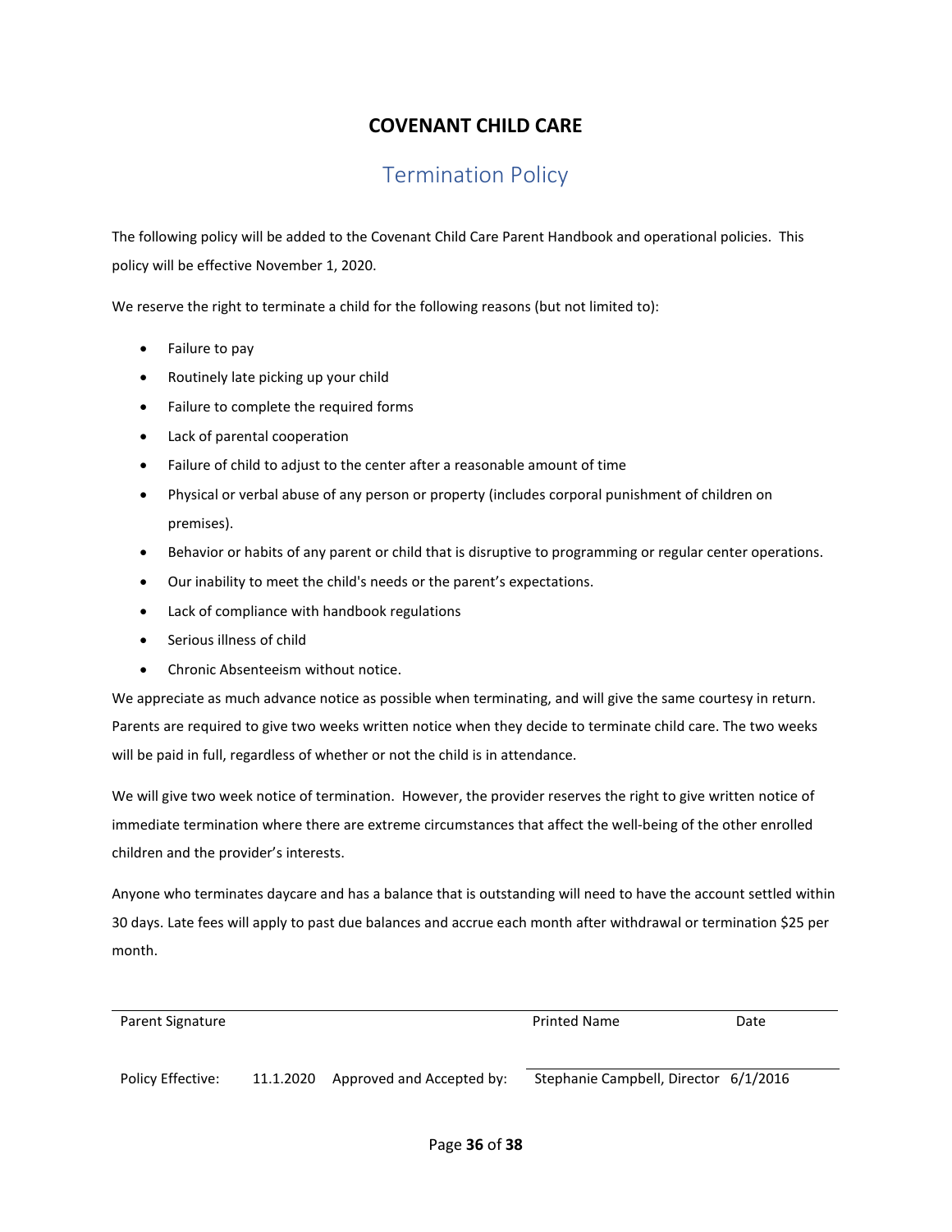# COVENANT CHILD CARE

## Termination Policy

The following policy will be added to the Covenant Child Care Parent Handbook and operational policies. This policy will be effective November 1, 2020.

We reserve the right to terminate a child for the following reasons (but not limited to):

- Failure to pay
- Routinely late picking up your child
- Failure to complete the required forms
- Lack of parental cooperation
- Failure of child to adjust to the center after a reasonable amount of time
- Physical or verbal abuse of any person or property (includes corporal punishment of children on premises).
- Behavior or habits of any parent or child that is disruptive to programming or regular center operations.
- Our inability to meet the child's needs or the parent's expectations.
- Lack of compliance with handbook regulations
- Serious illness of child
- Chronic Absenteeism without notice.

We appreciate as much advance notice as possible when terminating, and will give the same courtesy in return. Parents are required to give two weeks written notice when they decide to terminate child care. The two weeks will be paid in full, regardless of whether or not the child is in attendance.

We will give two week notice of termination. However, the provider reserves the right to give written notice of immediate termination where there are extreme circumstances that affect the well-being of the other enrolled children and the provider's interests.

Anyone who terminates daycare and has a balance that is outstanding will need to have the account settled within 30 days. Late fees will apply to past due balances and accrue each month after withdrawal or termination $25 per month.

| Parent Signature | | Printed Name | Date |
|---|---|---|---|
| Policy Effective: 11.1.2020 | Approved and Accepted by: | Stephanie Campbell, Director | 6/1/2016 |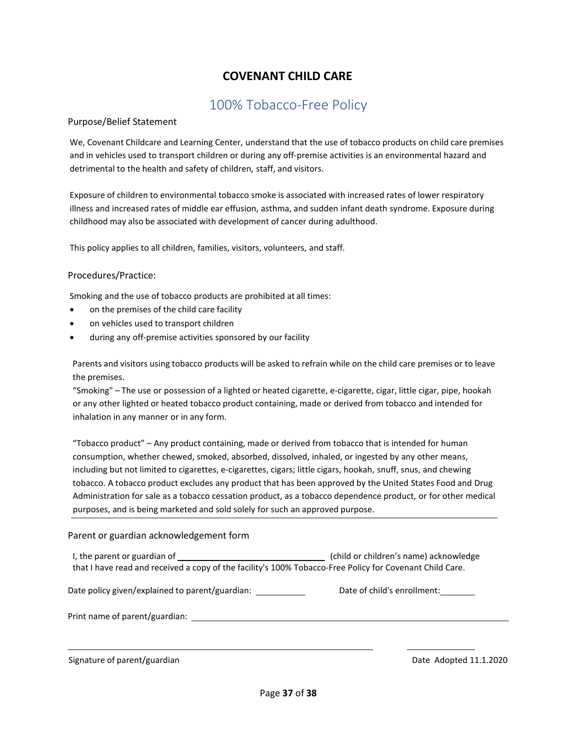# COVENANT CHILD CARE

## 100% Tobacco-Free Policy

### Purpose/Belief Statement

We, Covenant Childcare and Learning Center, understand that the use of tobacco products on child care premises and in vehicles used to transport children or during any off-premise activities is an environmental hazard and detrimental to the health and safety of children, staff, and visitors.

Exposure of children to environmental tobacco smoke is associated with increased rates of lower respiratory illness and increased rates of middle ear effusion, asthma, and sudden infant death syndrome. Exposure during childhood may also be associated with development of cancer during adulthood.

This policy applies to all children, families, visitors, volunteers, and staff.

### Procedures/Practice:

Smoking and the use of tobacco products are prohibited at all times:

- on the premises of the child care facility
- on vehicles used to transport children
- during any off-premise activities sponsored by our facility

Parents and visitors using tobacco products will be asked to refrain while on the child care premises or to leave the premises.

"Smoking" – The use or possession of a lighted or heated cigarette, e-cigarette, cigar, little cigar, pipe, hookah or any other lighted or heated tobacco product containing, made or derived from tobacco and intended for inhalation in any manner or in any form.

"Tobacco product" – Any product containing, made or derived from tobacco that is intended for human consumption, whether chewed, smoked, absorbed, dissolved, inhaled, or ingested by any other means, including but not limited to cigarettes, e-cigarettes, cigars; little cigars, hookah, snuff, snus, and chewing tobacco. A tobacco product excludes any product that has been approved by the United States Food and Drug Administration for sale as a tobacco cessation product, as a tobacco dependence product, or for other medical purposes, and is being marketed and sold solely for such an approved purpose.

---

### Parent or guardian acknowledgement form

I, the parent or guardian of ______________________________ (child or children's name) acknowledge that I have read and received a copy of the facility's 100% Tobacco-Free Policy for Covenant Child Care.

Date policy given/explained to parent/guardian: __________ Date of child's enrollment: ________

Print name of parent/guardian: ____________________________________________

____________________________________________ ____________

Signature of parent/guardian Date Adopted 11.1.2020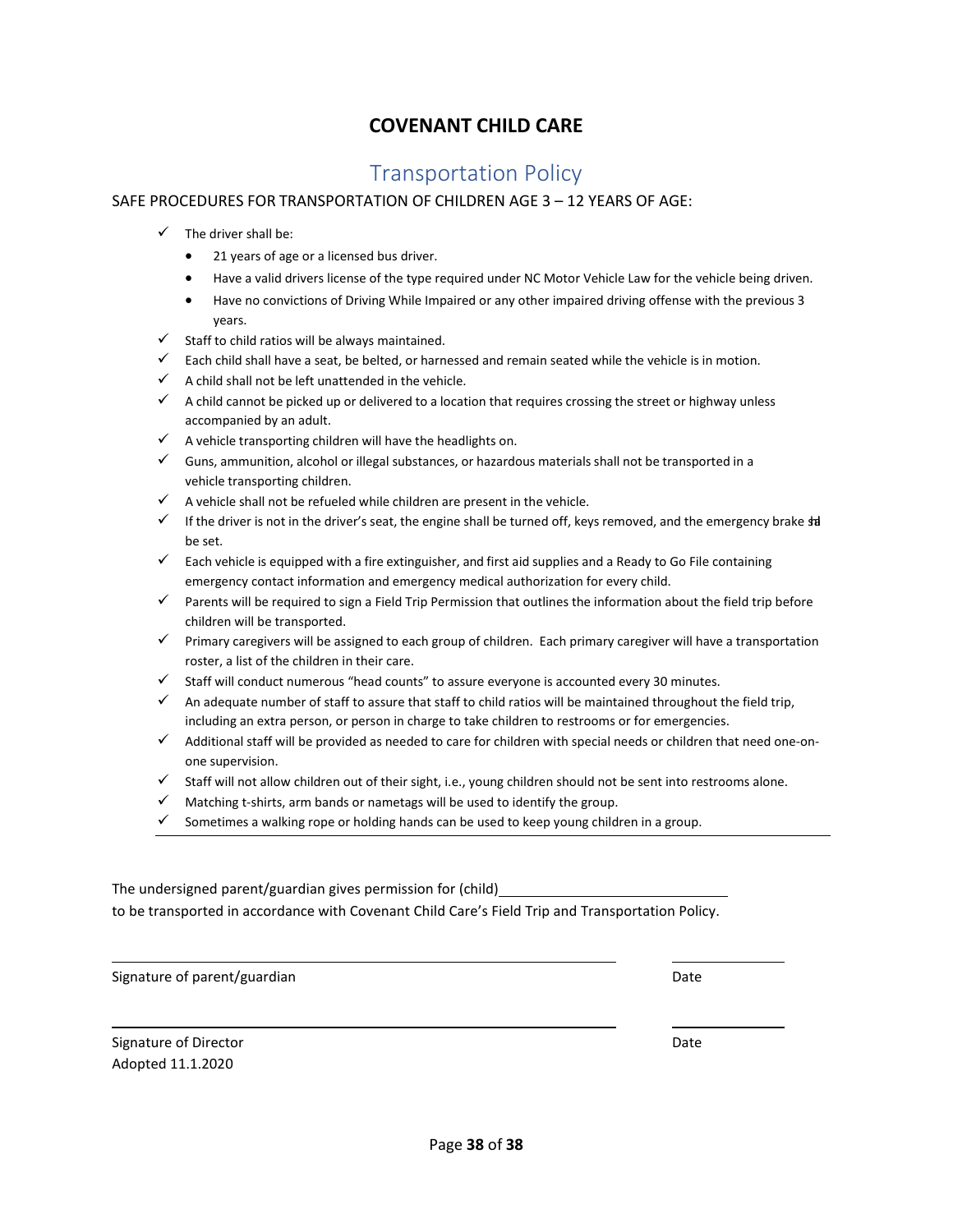# COVENANT CHILD CARE

## Transportation Policy

SAFE PROCEDURES FOR TRANSPORTATION OF CHILDREN AGE 3 – 12 YEARS OF AGE:

- ✓ The driver shall be:
  - 21 years of age or a licensed bus driver.
  - Have a valid drivers license of the type required under NC Motor Vehicle Law for the vehicle being driven.
  - Have no convictions of Driving While Impaired or any other impaired driving offense with the previous 3 years.
- ✓ Staff to child ratios will be always maintained.
- ✓ Each child shall have a seat, be belted, or harnessed and remain seated while the vehicle is in motion.
- ✓ A child shall not be left unattended in the vehicle.
- ✓ A child cannot be picked up or delivered to a location that requires crossing the street or highway unless accompanied by an adult.
- ✓ A vehicle transporting children will have the headlights on.
- ✓ Guns, ammunition, alcohol or illegal substances, or hazardous materials shall not be transported in a vehicle transporting children.
- ✓ A vehicle shall not be refueled while children are present in the vehicle.
- ✓ If the driver is not in the driver's seat, the engine shall be turned off, keys removed, and the emergency brake shall be set.
- ✓ Each vehicle is equipped with a fire extinguisher, and first aid supplies and a Ready to Go File containing emergency contact information and emergency medical authorization for every child.
- ✓ Parents will be required to sign a Field Trip Permission that outlines the information about the field trip before children will be transported.
- ✓ Primary caregivers will be assigned to each group of children. Each primary caregiver will have a transportation roster, a list of the children in their care.
- ✓ Staff will conduct numerous "head counts" to assure everyone is accounted every 30 minutes.
- ✓ An adequate number of staff to assure that staff to child ratios will be maintained throughout the field trip, including an extra person, or person in charge to take children to restrooms or for emergencies.
- ✓ Additional staff will be provided as needed to care for children with special needs or children that need one-on-one supervision.
- ✓ Staff will not allow children out of their sight, i.e., young children should not be sent into restrooms alone.
- ✓ Matching t-shirts, arm bands or nametags will be used to identify the group.
- ✓ Sometimes a walking rope or holding hands can be used to keep young children in a group.

---

The undersigned parent/guardian gives permission for (child)_____________________________
to be transported in accordance with Covenant Child Care's Field Trip and Transportation Policy.

_______________________________________________ &nbsp;&nbsp;&nbsp; _______________

Signature of parent/guardian &nbsp;&nbsp;&nbsp; Date

_______________________________________________ &nbsp;&nbsp;&nbsp; _______________

Signature of Director &nbsp;&nbsp;&nbsp; Date

Adopted 11.1.2020